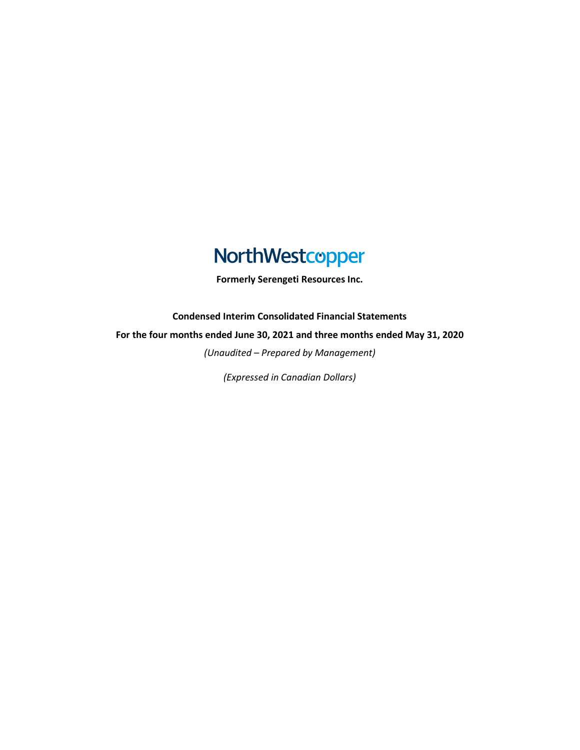# NorthWestcopper

**Formerly Serengeti Resources Inc.**

**Condensed Interim Consolidated Financial Statements**

**For the four months ended June 30, 2021 and three months ended May 31, 2020**

*(Unaudited – Prepared by Management)*

*(Expressed in Canadian Dollars)*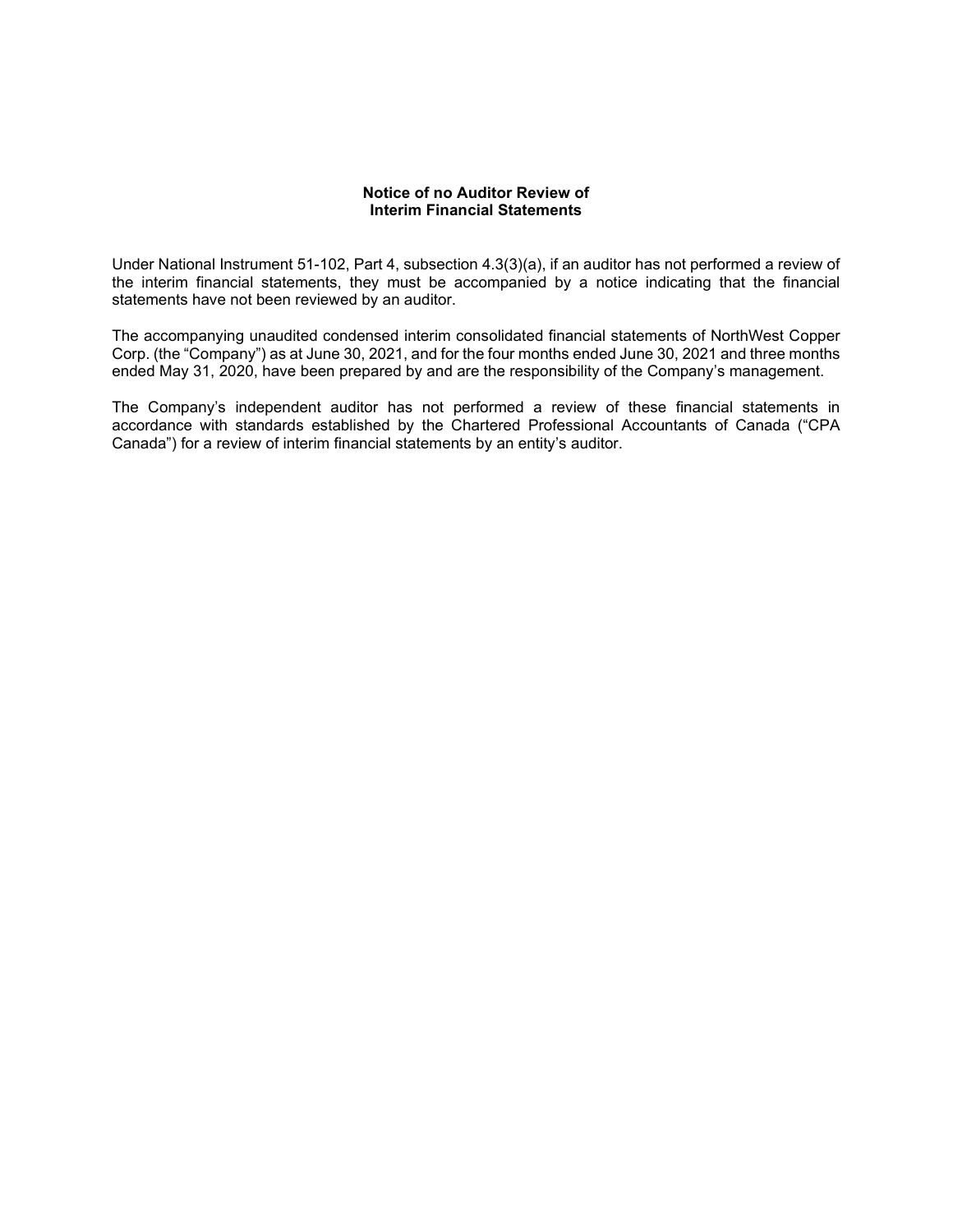**Notice of no Auditor Review of
Interim Financial Statements**

Under National Instrument 51-102, Part 4, subsection 4.3(3)(a), if an auditor has not performed a review of the interim financial statements, they must be accompanied by a notice indicating that the financial statements have not been reviewed by an auditor.

The accompanying unaudited condensed interim consolidated financial statements of NorthWest Copper Corp. (the "Company") as at June 30, 2021, and for the four months ended June 30, 2021 and three months ended May 31, 2020, have been prepared by and are the responsibility of the Company's management.

The Company's independent auditor has not performed a review of these financial statements in accordance with standards established by the Chartered Professional Accountants of Canada ("CPA Canada") for a review of interim financial statements by an entity's auditor.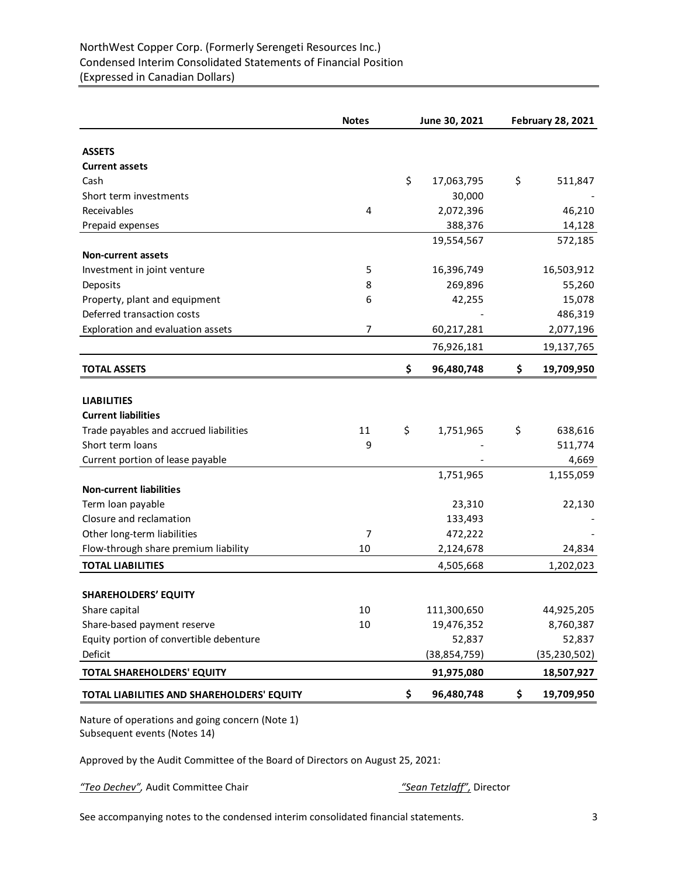NorthWest Copper Corp. (Formerly Serengeti Resources Inc.)
Condensed Interim Consolidated Statements of Financial Position
(Expressed in Canadian Dollars)

| | Notes | June 30, 2021 | February 28, 2021 |
|---|---|---|---|
| **ASSETS** | | | |
| **Current assets** | | | |
| Cash | | $ 17,063,795 | $ 511,847 |
| Short term investments | | 30,000 | - |
| Receivables | 4 | 2,072,396 | 46,210 |
| Prepaid expenses | | 388,376 | 14,128 |
| | | 19,554,567 | 572,185 |
| **Non-current assets** | | | |
| Investment in joint venture | 5 | 16,396,749 | 16,503,912 |
| Deposits | 8 | 269,896 | 55,260 |
| Property, plant and equipment | 6 | 42,255 | 15,078 |
| Deferred transaction costs | | - | 486,319 |
| Exploration and evaluation assets | 7 | 60,217,281 | 2,077,196 |
| | | 76,926,181 | 19,137,765 |
| **TOTAL ASSETS** | | **$ 96,480,748** | **$ 19,709,950** |
| **LIABILITIES** | | | |
| **Current liabilities** | | | |
| Trade payables and accrued liabilities | 11 | $ 1,751,965 | $ 638,616 |
| Short term loans | 9 | - | 511,774 |
| Current portion of lease payable | | - | 4,669 |
| | | 1,751,965 | 1,155,059 |
| **Non-current liabilities** | | | |
| Term loan payable | | 23,310 | 22,130 |
| Closure and reclamation | | 133,493 | - |
| Other long-term liabilities | 7 | 472,222 | - |
| Flow-through share premium liability | 10 | 2,124,678 | 24,834 |
| **TOTAL LIABILITIES** | | 4,505,668 | 1,202,023 |
| **SHAREHOLDERS' EQUITY** | | | |
| Share capital | 10 | 111,300,650 | 44,925,205 |
| Share-based payment reserve | 10 | 19,476,352 | 8,760,387 |
| Equity portion of convertible debenture | | 52,837 | 52,837 |
| Deficit | | (38,854,759) | (35,230,502) |
| **TOTAL SHAREHOLDERS' EQUITY** | | **91,975,080** | **18,507,927** |
| **TOTAL LIABILITIES AND SHAREHOLDERS' EQUITY** | | **$ 96,480,748** | **$ 19,709,950** |

Nature of operations and going concern (Note 1)
Subsequent events (Notes 14)

Approved by the Audit Committee of the Board of Directors on August 25, 2021:

*"Teo Dechev",* Audit Committee Chair

*"Sean Tetzlaff",* Director

See accompanying notes to the condensed interim consolidated financial statements.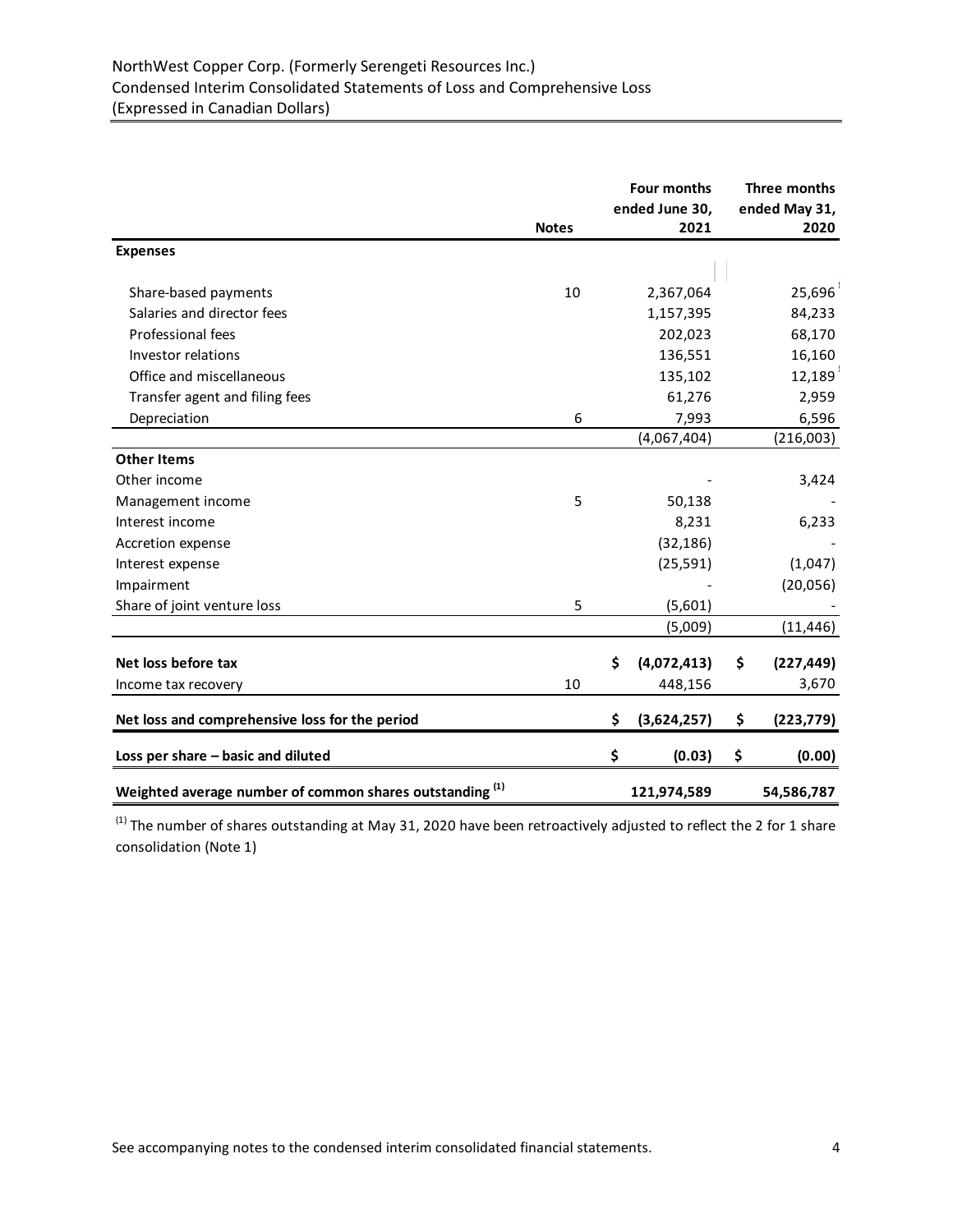NorthWest Copper Corp. (Formerly Serengeti Resources Inc.)
Condensed Interim Consolidated Statements of Loss and Comprehensive Loss
(Expressed in Canadian Dollars)

| | Notes | Four months ended June 30, 2021 | Three months ended May 31, 2020 |
|---|---|---|---|
| **Expenses** | | | |
| Share-based payments | 10 | 2,367,064 | 25,696 |
| Salaries and director fees | | 1,157,395 | 84,233 |
| Professional fees | | 202,023 | 68,170 |
| Investor relations | | 136,551 | 16,160 |
| Office and miscellaneous | | 135,102 | 12,189 |
| Transfer agent and filing fees | | 61,276 | 2,959 |
| Depreciation | 6 | 7,993 | 6,596 |
| | | (4,067,404) | (216,003) |
| **Other Items** | | | |
| Other income | | - | 3,424 |
| Management income | 5 | 50,138 | - |
| Interest income | | 8,231 | 6,233 |
| Accretion expense | | (32,186) | - |
| Interest expense | | (25,591) | (1,047) |
| Impairment | | - | (20,056) |
| Share of joint venture loss | 5 | (5,601) | - |
| | | (5,009) | (11,446) |
| **Net loss before tax** | | **$ (4,072,413)** | **$ (227,449)** |
| Income tax recovery | 10 | 448,156 | 3,670 |
| **Net loss and comprehensive loss for the period** | | **$ (3,624,257)** | **$ (223,779)** |
| **Loss per share – basic and diluted** | | **$ (0.03)** | **$ (0.00)** |
| **Weighted average number of common shares outstanding [(1)]** | | **121,974,589** | **54,586,787** |

[(1)] The number of shares outstanding at May 31, 2020 have been retroactively adjusted to reflect the 2 for 1 share consolidation (Note 1)

See accompanying notes to the condensed interim consolidated financial statements.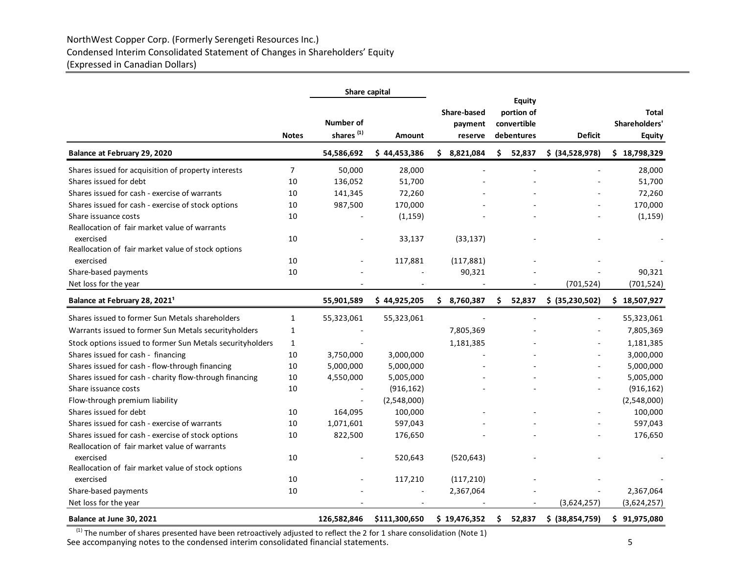NorthWest Copper Corp. (Formerly Serengeti Resources Inc.)
Condensed Interim Consolidated Statement of Changes in Shareholders' Equity
(Expressed in Canadian Dollars)

| | | Share capital | | | | | |
|---|---|---|---|---|---|---|---|
| | **Notes** | **Number of shares [(1)]** | **Amount** | **Share-based payment reserve** | **Equity portion of convertible debentures** | **Deficit** | **Total Shareholders' Equity** |
| **Balance at February 29, 2020** | | **54,586,692** | **$ 44,453,386** | **$ 8,821,084** | **$ 52,837** | **$ (34,528,978)** | **$ 18,798,329** |
| Shares issued for acquisition of property interests | 7 | 50,000 | 28,000 | - | - | - | 28,000 |
| Shares issued for debt | 10 | 136,052 | 51,700 | - | - | - | 51,700 |
| Shares issued for cash - exercise of warrants | 10 | 141,345 | 72,260 | - | - | - | 72,260 |
| Shares issued for cash - exercise of stock options | 10 | 987,500 | 170,000 | - | - | - | 170,000 |
| Share issuance costs | 10 | - | (1,159) | - | - | - | (1,159) |
| Reallocation of fair market value of warrants exercised | 10 | - | 33,137 | (33,137) | - | - | - |
| Reallocation of fair market value of stock options exercised | 10 | - | 117,881 | (117,881) | - | - | - |
| Share-based payments | 10 | - | - | 90,321 | - | - | 90,321 |
| Net loss for the year | | - | - | - | - | (701,524) | (701,524) |
| **Balance at February 28, 2021[1]** | | **55,901,589** | **$ 44,925,205** | **$ 8,760,387** | **$ 52,837** | **$ (35,230,502)** | **$ 18,507,927** |
| Shares issued to former Sun Metals shareholders | 1 | 55,323,061 | 55,323,061 | - | - | - | 55,323,061 |
| Warrants issued to former Sun Metals securityholders | 1 | - | | 7,805,369 | - | - | 7,805,369 |
| Stock options issued to former Sun Metals securityholders | 1 | - | | 1,181,385 | - | - | 1,181,385 |
| Shares issued for cash - financing | 10 | 3,750,000 | 3,000,000 | - | - | - | 3,000,000 |
| Shares issued for cash - flow-through financing | 10 | 5,000,000 | 5,000,000 | - | - | - | 5,000,000 |
| Shares issued for cash - charity flow-through financing | 10 | 4,550,000 | 5,005,000 | - | - | - | 5,005,000 |
| Share issuance costs | 10 | - | (916,162) | - | - | - | (916,162) |
| Flow-through premium liability | | - | (2,548,000) | | | | (2,548,000) |
| Shares issued for debt | 10 | 164,095 | 100,000 | - | - | - | 100,000 |
| Shares issued for cash - exercise of warrants | 10 | 1,071,601 | 597,043 | - | - | - | 597,043 |
| Shares issued for cash - exercise of stock options | 10 | 822,500 | 176,650 | - | - | - | 176,650 |
| Reallocation of fair market value of warrants exercised | 10 | - | 520,643 | (520,643) | - | - | - |
| Reallocation of fair market value of stock options exercised | 10 | - | 117,210 | (117,210) | - | - | - |
| Share-based payments | 10 | - | - | 2,367,064 | - | - | 2,367,064 |
| Net loss for the year | | - | - | - | - | (3,624,257) | (3,624,257) |
| **Balance at June 30, 2021** | | **126,582,846** | **$111,300,650** | **$ 19,476,352** | **$ 52,837** | **$ (38,854,759)** | **$ 91,975,080** |

[(1)] The number of shares presented have been retroactively adjusted to reflect the 2 for 1 share consolidation (Note 1)

See accompanying notes to the condensed interim consolidated financial statements.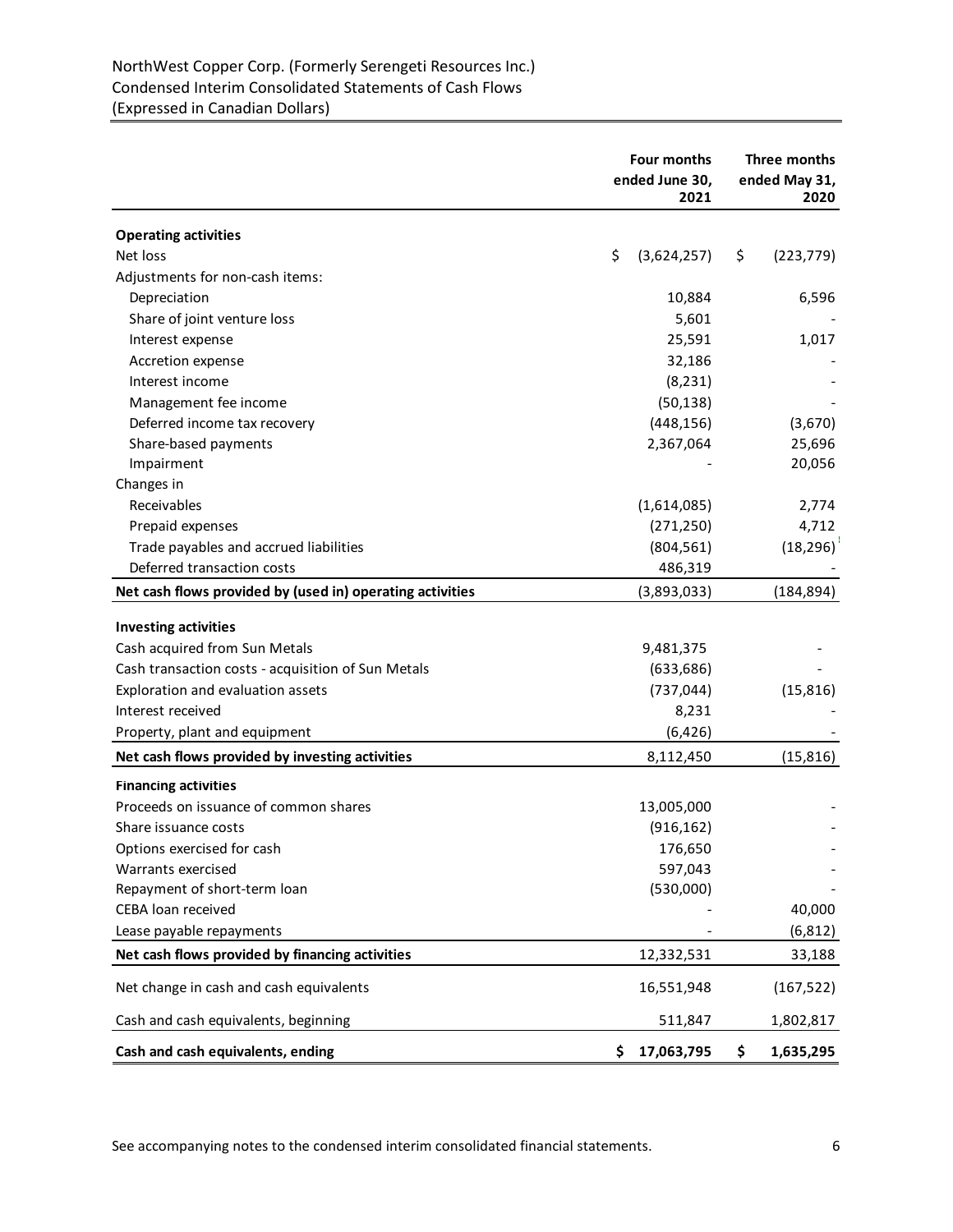NorthWest Copper Corp. (Formerly Serengeti Resources Inc.)
Condensed Interim Consolidated Statements of Cash Flows
(Expressed in Canadian Dollars)

| | Four months ended June 30, 2021 | Three months ended May 31, 2020 |
|---|---|---|
| **Operating activities** | | |
| Net loss | $ (3,624,257) | $ (223,779) |
| Adjustments for non-cash items: | | |
| Depreciation | 10,884 | 6,596 |
| Share of joint venture loss | 5,601 | - |
| Interest expense | 25,591 | 1,017 |
| Accretion expense | 32,186 | - |
| Interest income | (8,231) | - |
| Management fee income | (50,138) | - |
| Deferred income tax recovery | (448,156) | (3,670) |
| Share-based payments | 2,367,064 | 25,696 |
| Impairment | - | 20,056 |
| Changes in | | |
| Receivables | (1,614,085) | 2,774 |
| Prepaid expenses | (271,250) | 4,712 |
| Trade payables and accrued liabilities | (804,561) | (18,296) |
| Deferred transaction costs | 486,319 | - |
| **Net cash flows provided by (used in) operating activities** | (3,893,033) | (184,894) |
| **Investing activities** | | |
| Cash acquired from Sun Metals | 9,481,375 | - |
| Cash transaction costs - acquisition of Sun Metals | (633,686) | - |
| Exploration and evaluation assets | (737,044) | (15,816) |
| Interest received | 8,231 | - |
| Property, plant and equipment | (6,426) | - |
| **Net cash flows provided by investing activities** | 8,112,450 | (15,816) |
| **Financing activities** | | |
| Proceeds on issuance of common shares | 13,005,000 | - |
| Share issuance costs | (916,162) | - |
| Options exercised for cash | 176,650 | - |
| Warrants exercised | 597,043 | - |
| Repayment of short-term loan | (530,000) | - |
| CEBA loan received | - | 40,000 |
| Lease payable repayments | - | (6,812) |
| **Net cash flows provided by financing activities** | 12,332,531 | 33,188 |
| Net change in cash and cash equivalents | 16,551,948 | (167,522) |
| Cash and cash equivalents, beginning | 511,847 | 1,802,817 |
| **Cash and cash equivalents, ending** | **$ 17,063,795** | **$ 1,635,295** |

See accompanying notes to the condensed interim consolidated financial statements.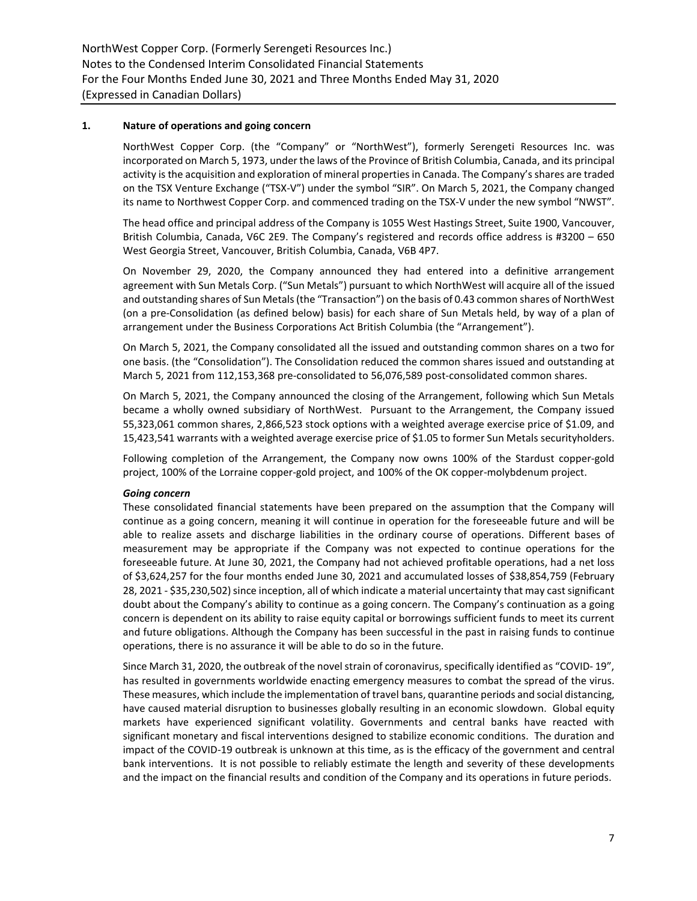## 1. Nature of operations and going concern

NorthWest Copper Corp. (the "Company" or "NorthWest"), formerly Serengeti Resources Inc. was incorporated on March 5, 1973, under the laws of the Province of British Columbia, Canada, and its principal activity is the acquisition and exploration of mineral properties in Canada. The Company's shares are traded on the TSX Venture Exchange ("TSX-V") under the symbol "SIR". On March 5, 2021, the Company changed its name to Northwest Copper Corp. and commenced trading on the TSX-V under the new symbol "NWST".

The head office and principal address of the Company is 1055 West Hastings Street, Suite 1900, Vancouver, British Columbia, Canada, V6C 2E9. The Company's registered and records office address is #3200 – 650 West Georgia Street, Vancouver, British Columbia, Canada, V6B 4P7.

On November 29, 2020, the Company announced they had entered into a definitive arrangement agreement with Sun Metals Corp. ("Sun Metals") pursuant to which NorthWest will acquire all of the issued and outstanding shares of Sun Metals (the "Transaction") on the basis of 0.43 common shares of NorthWest (on a pre-Consolidation (as defined below) basis) for each share of Sun Metals held, by way of a plan of arrangement under the Business Corporations Act British Columbia (the "Arrangement").

On March 5, 2021, the Company consolidated all the issued and outstanding common shares on a two for one basis. (the "Consolidation"). The Consolidation reduced the common shares issued and outstanding at March 5, 2021 from 112,153,368 pre-consolidated to 56,076,589 post-consolidated common shares.

On March 5, 2021, the Company announced the closing of the Arrangement, following which Sun Metals became a wholly owned subsidiary of NorthWest. Pursuant to the Arrangement, the Company issued 55,323,061 common shares, 2,866,523 stock options with a weighted average exercise price of $1.09, and 15,423,541 warrants with a weighted average exercise price of $1.05 to former Sun Metals securityholders.

Following completion of the Arrangement, the Company now owns 100% of the Stardust copper-gold project, 100% of the Lorraine copper-gold project, and 100% of the OK copper-molybdenum project.

### *Going concern*

These consolidated financial statements have been prepared on the assumption that the Company will continue as a going concern, meaning it will continue in operation for the foreseeable future and will be able to realize assets and discharge liabilities in the ordinary course of operations. Different bases of measurement may be appropriate if the Company was not expected to continue operations for the foreseeable future. At June 30, 2021, the Company had not achieved profitable operations, had a net loss of $3,624,257 for the four months ended June 30, 2021 and accumulated losses of $38,854,759 (February 28, 2021 - $35,230,502) since inception, all of which indicate a material uncertainty that may cast significant doubt about the Company's ability to continue as a going concern. The Company's continuation as a going concern is dependent on its ability to raise equity capital or borrowings sufficient funds to meet its current and future obligations. Although the Company has been successful in the past in raising funds to continue operations, there is no assurance it will be able to do so in the future.

Since March 31, 2020, the outbreak of the novel strain of coronavirus, specifically identified as "COVID- 19", has resulted in governments worldwide enacting emergency measures to combat the spread of the virus. These measures, which include the implementation of travel bans, quarantine periods and social distancing, have caused material disruption to businesses globally resulting in an economic slowdown. Global equity markets have experienced significant volatility. Governments and central banks have reacted with significant monetary and fiscal interventions designed to stabilize economic conditions. The duration and impact of the COVID-19 outbreak is unknown at this time, as is the efficacy of the government and central bank interventions. It is not possible to reliably estimate the length and severity of these developments and the impact on the financial results and condition of the Company and its operations in future periods.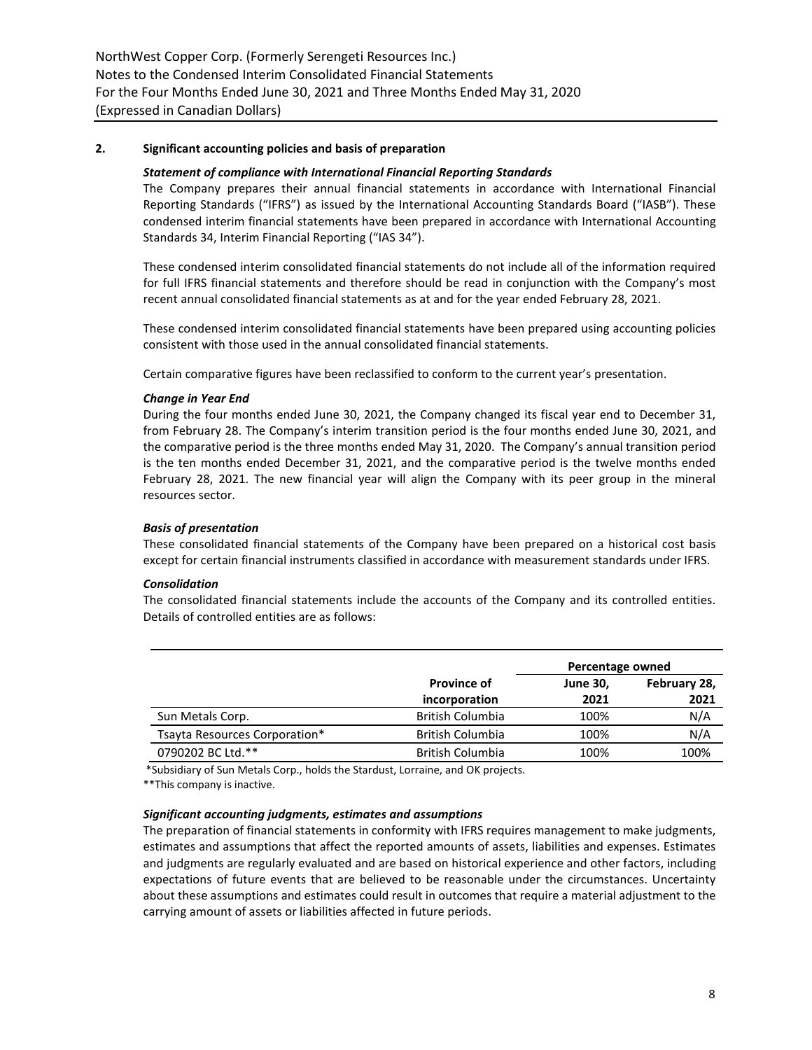## 2. Significant accounting policies and basis of preparation

### *Statement of compliance with International Financial Reporting Standards*

The Company prepares their annual financial statements in accordance with International Financial Reporting Standards ("IFRS") as issued by the International Accounting Standards Board ("IASB"). These condensed interim financial statements have been prepared in accordance with International Accounting Standards 34, Interim Financial Reporting ("IAS 34").

These condensed interim consolidated financial statements do not include all of the information required for full IFRS financial statements and therefore should be read in conjunction with the Company's most recent annual consolidated financial statements as at and for the year ended February 28, 2021.

These condensed interim consolidated financial statements have been prepared using accounting policies consistent with those used in the annual consolidated financial statements.

Certain comparative figures have been reclassified to conform to the current year's presentation.

### *Change in Year End*

During the four months ended June 30, 2021, the Company changed its fiscal year end to December 31, from February 28. The Company's interim transition period is the four months ended June 30, 2021, and the comparative period is the three months ended May 31, 2020. The Company's annual transition period is the ten months ended December 31, 2021, and the comparative period is the twelve months ended February 28, 2021. The new financial year will align the Company with its peer group in the mineral resources sector.

### *Basis of presentation*

These consolidated financial statements of the Company have been prepared on a historical cost basis except for certain financial instruments classified in accordance with measurement standards under IFRS.

### *Consolidation*

The consolidated financial statements include the accounts of the Company and its controlled entities. Details of controlled entities are as follows:

| | | Percentage owned | |
|---|---|---|---|
| | Province of incorporation | June 30, 2021 | February 28, 2021 |
| Sun Metals Corp. | British Columbia | 100% | N/A |
| Tsayta Resources Corporation* | British Columbia | 100% | N/A |
| 0790202 BC Ltd.** | British Columbia | 100% | 100% |

*Subsidiary of Sun Metals Corp., holds the Stardust, Lorraine, and OK projects.

**This company is inactive.

### *Significant accounting judgments, estimates and assumptions*

The preparation of financial statements in conformity with IFRS requires management to make judgments, estimates and assumptions that affect the reported amounts of assets, liabilities and expenses. Estimates and judgments are regularly evaluated and are based on historical experience and other factors, including expectations of future events that are believed to be reasonable under the circumstances. Uncertainty about these assumptions and estimates could result in outcomes that require a material adjustment to the carrying amount of assets or liabilities affected in future periods.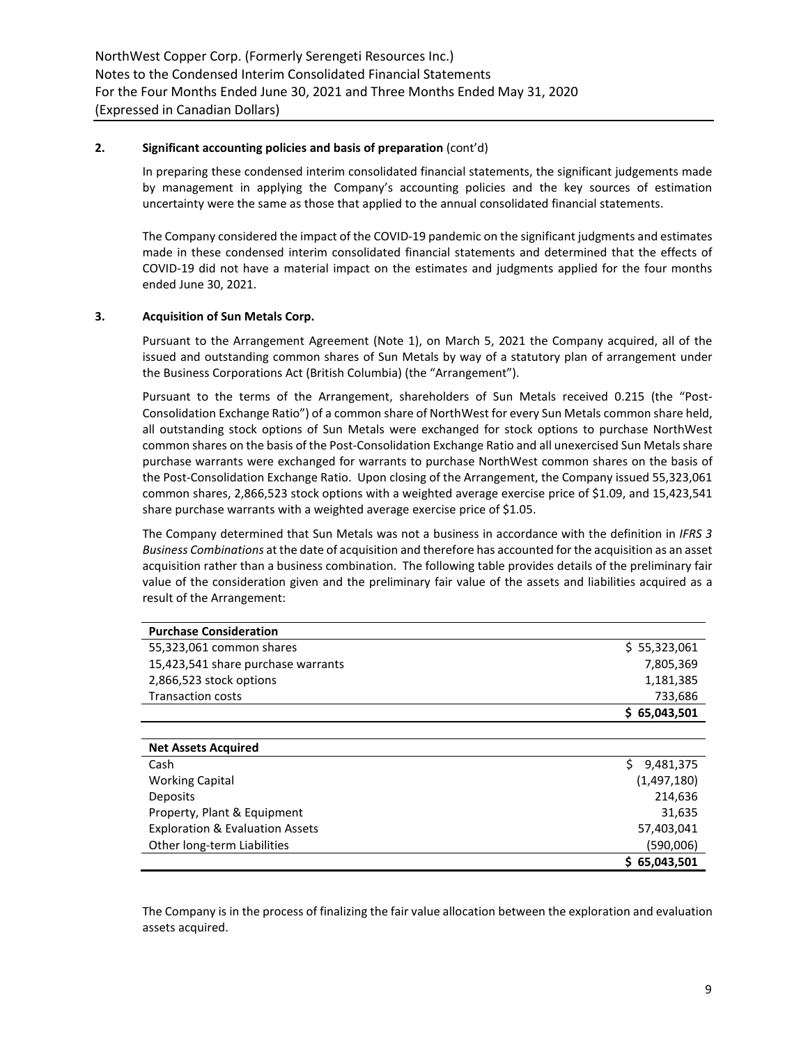**2. Significant accounting policies and basis of preparation** (cont'd)

In preparing these condensed interim consolidated financial statements, the significant judgements made by management in applying the Company's accounting policies and the key sources of estimation uncertainty were the same as those that applied to the annual consolidated financial statements.

The Company considered the impact of the COVID-19 pandemic on the significant judgments and estimates made in these condensed interim consolidated financial statements and determined that the effects of COVID-19 did not have a material impact on the estimates and judgments applied for the four months ended June 30, 2021.

**3. Acquisition of Sun Metals Corp.**

Pursuant to the Arrangement Agreement (Note 1), on March 5, 2021 the Company acquired, all of the issued and outstanding common shares of Sun Metals by way of a statutory plan of arrangement under the Business Corporations Act (British Columbia) (the "Arrangement").

Pursuant to the terms of the Arrangement, shareholders of Sun Metals received 0.215 (the "Post-Consolidation Exchange Ratio") of a common share of NorthWest for every Sun Metals common share held, all outstanding stock options of Sun Metals were exchanged for stock options to purchase NorthWest common shares on the basis of the Post-Consolidation Exchange Ratio and all unexercised Sun Metals share purchase warrants were exchanged for warrants to purchase NorthWest common shares on the basis of the Post-Consolidation Exchange Ratio. Upon closing of the Arrangement, the Company issued 55,323,061 common shares, 2,866,523 stock options with a weighted average exercise price of \$1.09, and 15,423,541 share purchase warrants with a weighted average exercise price of \$1.05.

The Company determined that Sun Metals was not a business in accordance with the definition in *IFRS 3 Business Combinations* at the date of acquisition and therefore has accounted for the acquisition as an asset acquisition rather than a business combination. The following table provides details of the preliminary fair value of the consideration given and the preliminary fair value of the assets and liabilities acquired as a result of the Arrangement:

| **Purchase Consideration** | |
|---|---|
| 55,323,061 common shares | $ 55,323,061 |
| 15,423,541 share purchase warrants | 7,805,369 |
| 2,866,523 stock options | 1,181,385 |
| Transaction costs | 733,686 |
| | **$ 65,043,501** |

| **Net Assets Acquired** | |
|---|---|
| Cash | $ 9,481,375 |
| Working Capital | (1,497,180) |
| Deposits | 214,636 |
| Property, Plant & Equipment | 31,635 |
| Exploration & Evaluation Assets | 57,403,041 |
| Other long-term Liabilities | (590,006) |
| | **$ 65,043,501** |

The Company is in the process of finalizing the fair value allocation between the exploration and evaluation assets acquired.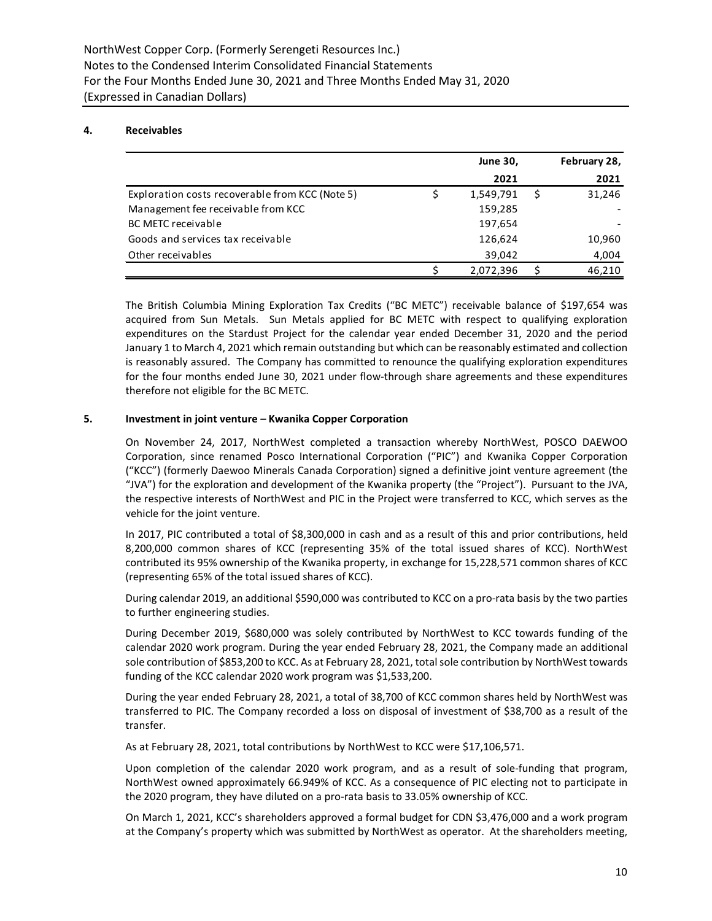## 4. Receivables

| | June 30, 2021 | February 28, 2021 |
|---|---|---|
| Exploration costs recoverable from KCC (Note 5) | $ 1,549,791 | $ 31,246 |
| Management fee receivable from KCC | 159,285 | - |
| BC METC receivable | 197,654 | - |
| Goods and services tax receivable | 126,624 | 10,960 |
| Other receivables | 39,042 | 4,004 |
| | $ 2,072,396 | $ 46,210 |

The British Columbia Mining Exploration Tax Credits ("BC METC") receivable balance of $197,654 was acquired from Sun Metals. Sun Metals applied for BC METC with respect to qualifying exploration expenditures on the Stardust Project for the calendar year ended December 31, 2020 and the period January 1 to March 4, 2021 which remain outstanding but which can be reasonably estimated and collection is reasonably assured. The Company has committed to renounce the qualifying exploration expenditures for the four months ended June 30, 2021 under flow-through share agreements and these expenditures therefore not eligible for the BC METC.

## 5. Investment in joint venture – Kwanika Copper Corporation

On November 24, 2017, NorthWest completed a transaction whereby NorthWest, POSCO DAEWOO Corporation, since renamed Posco International Corporation ("PIC") and Kwanika Copper Corporation ("KCC") (formerly Daewoo Minerals Canada Corporation) signed a definitive joint venture agreement (the "JVA") for the exploration and development of the Kwanika property (the "Project"). Pursuant to the JVA, the respective interests of NorthWest and PIC in the Project were transferred to KCC, which serves as the vehicle for the joint venture.

In 2017, PIC contributed a total of $8,300,000 in cash and as a result of this and prior contributions, held 8,200,000 common shares of KCC (representing 35% of the total issued shares of KCC). NorthWest contributed its 95% ownership of the Kwanika property, in exchange for 15,228,571 common shares of KCC (representing 65% of the total issued shares of KCC).

During calendar 2019, an additional $590,000 was contributed to KCC on a pro-rata basis by the two parties to further engineering studies.

During December 2019, $680,000 was solely contributed by NorthWest to KCC towards funding of the calendar 2020 work program. During the year ended February 28, 2021, the Company made an additional sole contribution of $853,200 to KCC. As at February 28, 2021, total sole contribution by NorthWest towards funding of the KCC calendar 2020 work program was $1,533,200.

During the year ended February 28, 2021, a total of 38,700 of KCC common shares held by NorthWest was transferred to PIC. The Company recorded a loss on disposal of investment of $38,700 as a result of the transfer.

As at February 28, 2021, total contributions by NorthWest to KCC were $17,106,571.

Upon completion of the calendar 2020 work program, and as a result of sole-funding that program, NorthWest owned approximately 66.949% of KCC. As a consequence of PIC electing not to participate in the 2020 program, they have diluted on a pro-rata basis to 33.05% ownership of KCC.

On March 1, 2021, KCC's shareholders approved a formal budget for CDN $3,476,000 and a work program at the Company's property which was submitted by NorthWest as operator. At the shareholders meeting,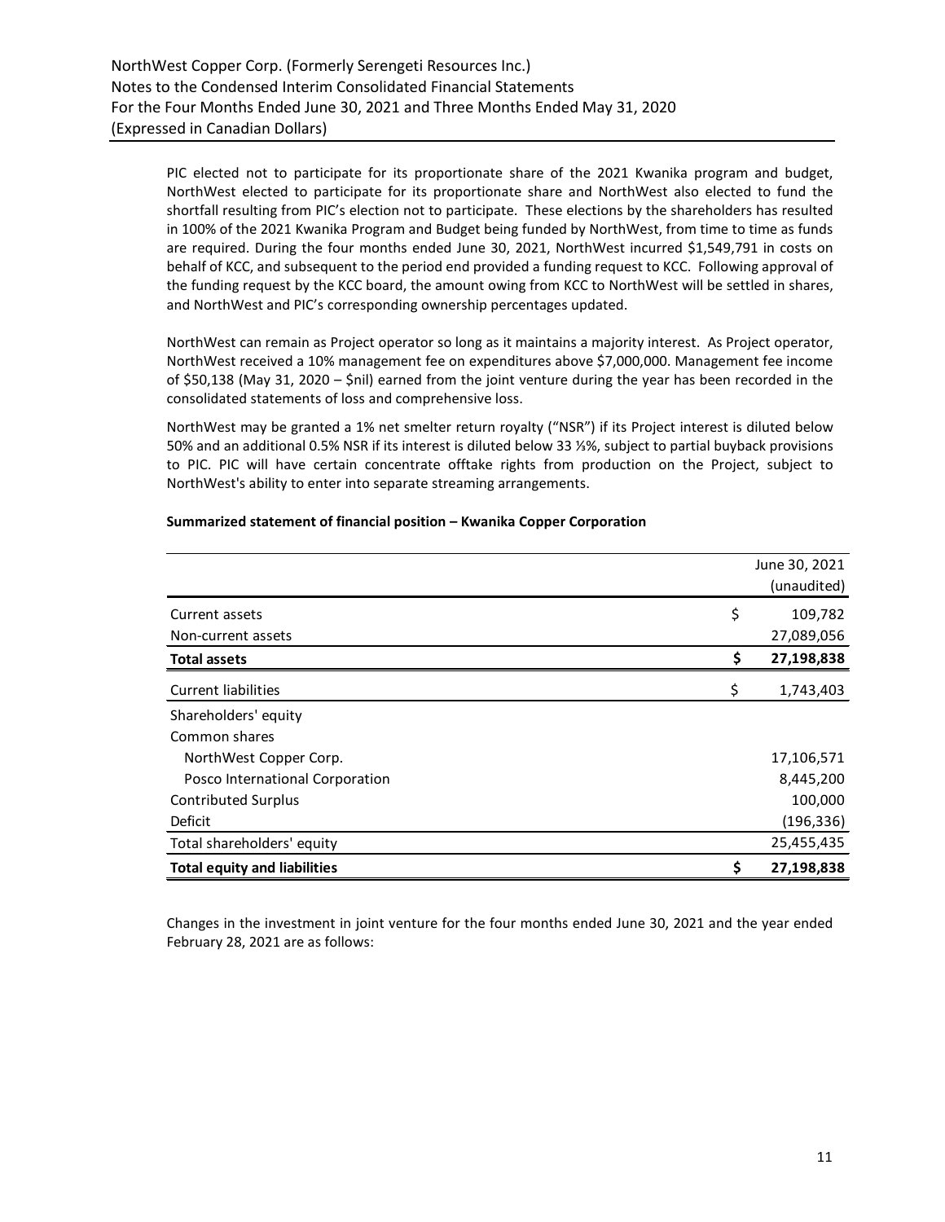PIC elected not to participate for its proportionate share of the 2021 Kwanika program and budget, NorthWest elected to participate for its proportionate share and NorthWest also elected to fund the shortfall resulting from PIC's election not to participate. These elections by the shareholders has resulted in 100% of the 2021 Kwanika Program and Budget being funded by NorthWest, from time to time as funds are required. During the four months ended June 30, 2021, NorthWest incurred $1,549,791 in costs on behalf of KCC, and subsequent to the period end provided a funding request to KCC. Following approval of the funding request by the KCC board, the amount owing from KCC to NorthWest will be settled in shares, and NorthWest and PIC's corresponding ownership percentages updated.

NorthWest can remain as Project operator so long as it maintains a majority interest. As Project operator, NorthWest received a 10% management fee on expenditures above $7,000,000. Management fee income of $50,138 (May 31, 2020 – $nil) earned from the joint venture during the year has been recorded in the consolidated statements of loss and comprehensive loss.

NorthWest may be granted a 1% net smelter return royalty ("NSR") if its Project interest is diluted below 50% and an additional 0.5% NSR if its interest is diluted below 33 ⅓%, subject to partial buyback provisions to PIC. PIC will have certain concentrate offtake rights from production on the Project, subject to NorthWest's ability to enter into separate streaming arrangements.

**Summarized statement of financial position – Kwanika Copper Corporation**

| | | June 30, 2021 (unaudited) |
|---|---|---|
| Current assets | $ | 109,782 |
| Non-current assets | | 27,089,056 |
| **Total assets** | **$** | **27,198,838** |
| Current liabilities | $ | 1,743,403 |
| Shareholders' equity | | |
| Common shares | | |
| NorthWest Copper Corp. | | 17,106,571 |
| Posco International Corporation | | 8,445,200 |
| Contributed Surplus | | 100,000 |
| Deficit | | (196,336) |
| Total shareholders' equity | | 25,455,435 |
| **Total equity and liabilities** | **$** | **27,198,838** |

Changes in the investment in joint venture for the four months ended June 30, 2021 and the year ended February 28, 2021 are as follows: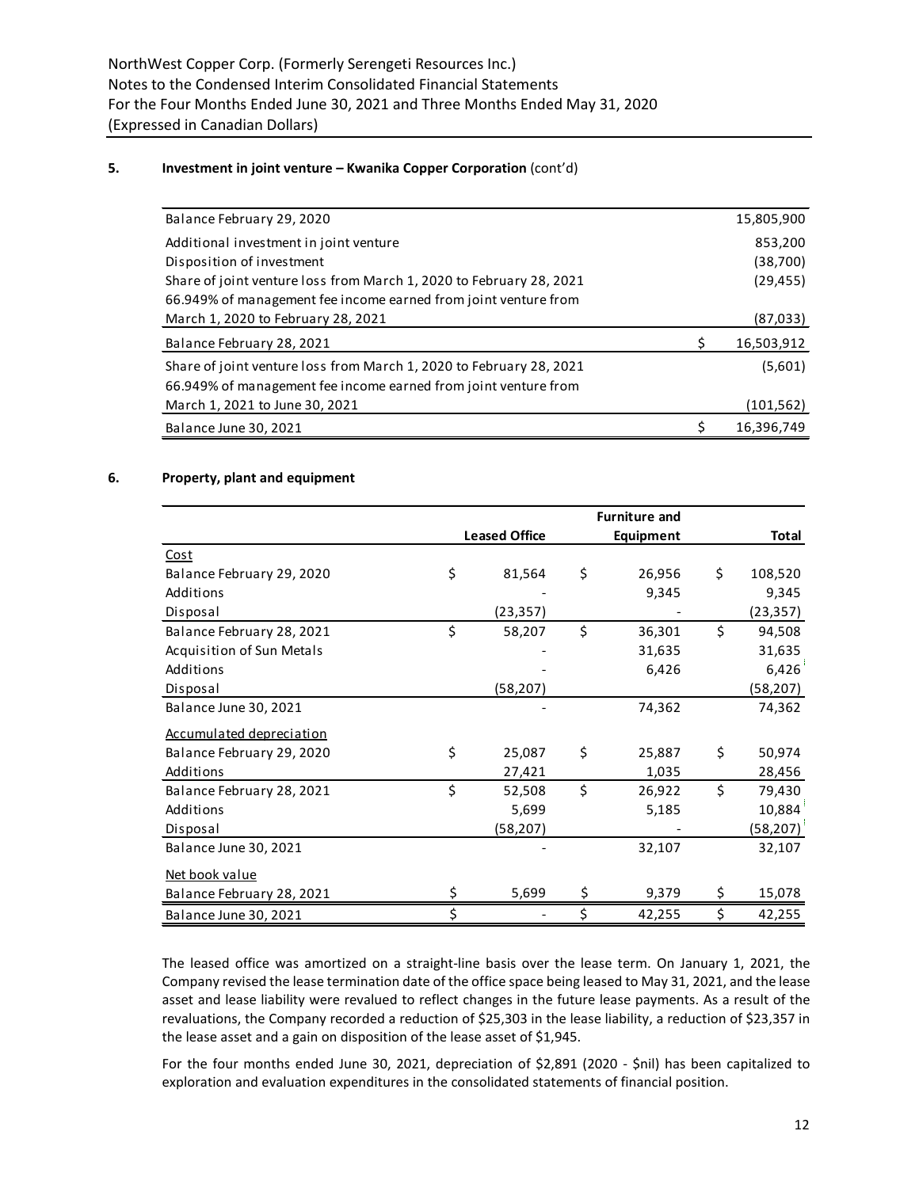### 5. Investment in joint venture – Kwanika Copper Corporation (cont'd)

| | | |
|---|---|---|
| Balance February 29, 2020 | | 15,805,900 |
| Additional investment in joint venture | | 853,200 |
| Disposition of investment | | (38,700) |
| Share of joint venture loss from March 1, 2020 to February 28, 2021 | | (29,455) |
| 66.949% of management fee income earned from joint venture from March 1, 2020 to February 28, 2021 | | (87,033) |
| Balance February 28, 2021 | $ | 16,503,912 |
| Share of joint venture loss from March 1, 2020 to February 28, 2021 | | (5,601) |
| 66.949% of management fee income earned from joint venture from March 1, 2021 to June 30, 2021 | | (101,562) |
| Balance June 30, 2021 | $ | 16,396,749 |

### 6. Property, plant and equipment

| | Leased Office | Furniture and Equipment | Total |
|---|---|---|---|
| Cost | | | |
| Balance February 29, 2020 | $ 81,564 | $ 26,956 | $ 108,520 |
| Additions | - | 9,345 | 9,345 |
| Disposal | (23,357) | - | (23,357) |
| Balance February 28, 2021 | $ 58,207 | $ 36,301 | $ 94,508 |
| Acquisition of Sun Metals | - | 31,635 | 31,635 |
| Additions | - | 6,426 | 6,426 |
| Disposal | (58,207) | | (58,207) |
| Balance June 30, 2021 | - | 74,362 | 74,362 |
| Accumulated depreciation | | | |
| Balance February 29, 2020 | $ 25,087 | $ 25,887 | $ 50,974 |
| Additions | 27,421 | 1,035 | 28,456 |
| Balance February 28, 2021 | $ 52,508 | $ 26,922 | $ 79,430 |
| Additions | 5,699 | 5,185 | 10,884 |
| Disposal | (58,207) | - | (58,207) |
| Balance June 30, 2021 | - | 32,107 | 32,107 |
| Net book value | | | |
| Balance February 28, 2021 | $ 5,699 | $ 9,379 | $ 15,078 |
| Balance June 30, 2021 | $ - | $ 42,255 | $ 42,255 |

The leased office was amortized on a straight-line basis over the lease term. On January 1, 2021, the Company revised the lease termination date of the office space being leased to May 31, 2021, and the lease asset and lease liability were revalued to reflect changes in the future lease payments. As a result of the revaluations, the Company recorded a reduction of $25,303 in the lease liability, a reduction of $23,357 in the lease asset and a gain on disposition of the lease asset of $1,945.

For the four months ended June 30, 2021, depreciation of $2,891 (2020 - $nil) has been capitalized to exploration and evaluation expenditures in the consolidated statements of financial position.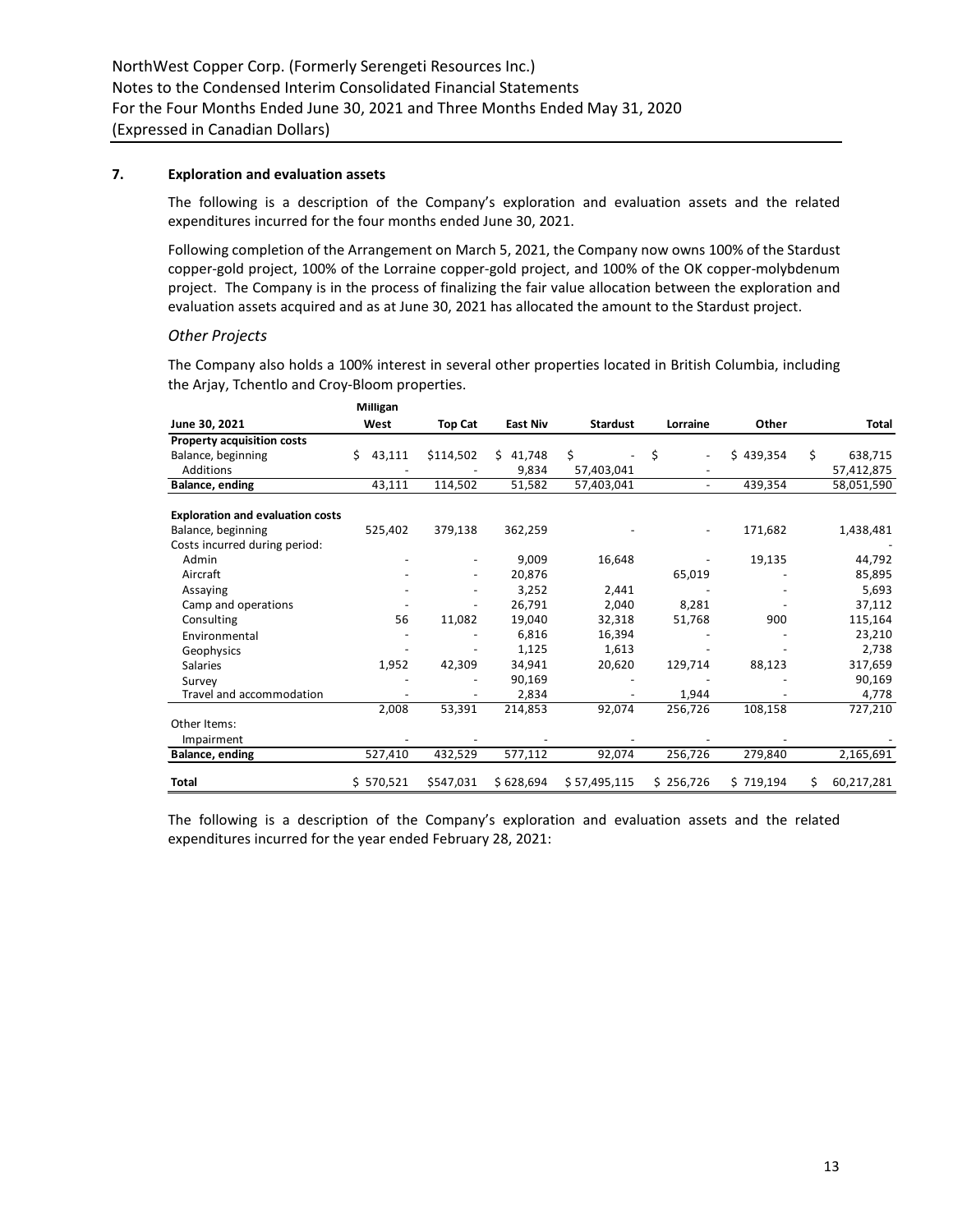## 7. Exploration and evaluation assets

The following is a description of the Company's exploration and evaluation assets and the related expenditures incurred for the four months ended June 30, 2021.

Following completion of the Arrangement on March 5, 2021, the Company now owns 100% of the Stardust copper-gold project, 100% of the Lorraine copper-gold project, and 100% of the OK copper-molybdenum project. The Company is in the process of finalizing the fair value allocation between the exploration and evaluation assets acquired and as at June 30, 2021 has allocated the amount to the Stardust project.

*Other Projects*

The Company also holds a 100% interest in several other properties located in British Columbia, including the Arjay, Tchentlo and Croy-Bloom properties.

| June 30, 2021 | Milligan West | Top Cat | East Niv | Stardust | Lorraine | Other | Total |
|---|---|---|---|---|---|---|---|
| **Property acquisition costs** | | | | | | | |
| Balance, beginning | $ 43,111 | $114,502 | $ 41,748 | $ - | $ - | $ 439,354 | $ 638,715 |
| Additions | - | - | 9,834 | 57,403,041 | - | | 57,412,875 |
| **Balance, ending** | 43,111 | 114,502 | 51,582 | 57,403,041 | - | 439,354 | 58,051,590 |
| | | | | | | | |
| **Exploration and evaluation costs** | | | | | | | |
| Balance, beginning | 525,402 | 379,138 | 362,259 | - | - | 171,682 | 1,438,481 |
| Costs incurred during period: | | | | | | | - |
| Admin | - | - | 9,009 | 16,648 | - | 19,135 | 44,792 |
| Aircraft | - | - | 20,876 | | 65,019 | - | 85,895 |
| Assaying | - | - | 3,252 | 2,441 | - | - | 5,693 |
| Camp and operations | - | - | 26,791 | 2,040 | 8,281 | - | 37,112 |
| Consulting | 56 | 11,082 | 19,040 | 32,318 | 51,768 | 900 | 115,164 |
| Environmental | - | - | 6,816 | 16,394 | - | - | 23,210 |
| Geophysics | - | - | 1,125 | 1,613 | - | - | 2,738 |
| Salaries | 1,952 | 42,309 | 34,941 | 20,620 | 129,714 | 88,123 | 317,659 |
| Survey | - | - | 90,169 | - | - | - | 90,169 |
| Travel and accommodation | - | - | 2,834 | - | 1,944 | - | 4,778 |
| | 2,008 | 53,391 | 214,853 | 92,074 | 256,726 | 108,158 | 727,210 |
| Other Items: | | | | | | | |
| Impairment | - | - | - | - | - | - | - |
| **Balance, ending** | 527,410 | 432,529 | 577,112 | 92,074 | 256,726 | 279,840 | 2,165,691 |
| | | | | | | | |
| **Total** | $ 570,521 | $547,031 | $ 628,694 | $ 57,495,115 | $ 256,726 | $ 719,194 | $ 60,217,281 |

The following is a description of the Company's exploration and evaluation assets and the related expenditures incurred for the year ended February 28, 2021: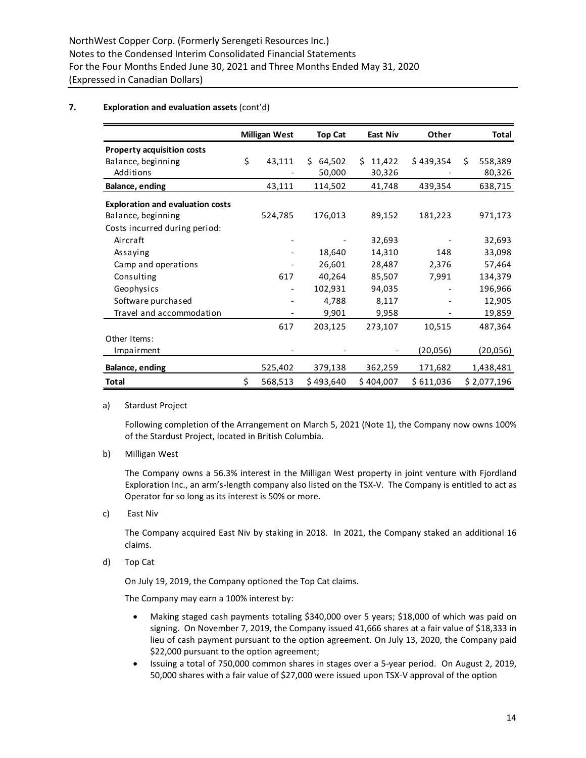### 7. Exploration and evaluation assets (cont'd)

| | Milligan West | Top Cat | East Niv | Other | Total |
|---|---|---|---|---|---|
| **Property acquisition costs** | | | | | |
| Balance, beginning | $ 43,111 | $ 64,502 | $ 11,422 | $ 439,354 | $ 558,389 |
| Additions | - | 50,000 | 30,326 | - | 80,326 |
| **Balance, ending** | 43,111 | 114,502 | 41,748 | 439,354 | 638,715 |
| **Exploration and evaluation costs** | | | | | |
| Balance, beginning | 524,785 | 176,013 | 89,152 | 181,223 | 971,173 |
| Costs incurred during period: | | | | | |
| Aircraft | - | - | 32,693 | - | 32,693 |
| Assaying | - | 18,640 | 14,310 | 148 | 33,098 |
| Camp and operations | - | 26,601 | 28,487 | 2,376 | 57,464 |
| Consulting | 617 | 40,264 | 85,507 | 7,991 | 134,379 |
| Geophysics | - | 102,931 | 94,035 | - | 196,966 |
| Software purchased | - | 4,788 | 8,117 | - | 12,905 |
| Travel and accommodation | - | 9,901 | 9,958 | - | 19,859 |
| | 617 | 203,125 | 273,107 | 10,515 | 487,364 |
| Other Items: | | | | | |
| Impairment | - | - | - | (20,056) | (20,056) |
| **Balance, ending** | 525,402 | 379,138 | 362,259 | 171,682 | 1,438,481 |
| **Total** | $ 568,513 | $ 493,640 | $ 404,007 | $ 611,036 | $ 2,077,196 |

a) Stardust Project

Following completion of the Arrangement on March 5, 2021 (Note 1), the Company now owns 100% of the Stardust Project, located in British Columbia.

b) Milligan West

The Company owns a 56.3% interest in the Milligan West property in joint venture with Fjordland Exploration Inc., an arm's-length company also listed on the TSX-V. The Company is entitled to act as Operator for so long as its interest is 50% or more.

c) East Niv

The Company acquired East Niv by staking in 2018. In 2021, the Company staked an additional 16 claims.

d) Top Cat

On July 19, 2019, the Company optioned the Top Cat claims.

The Company may earn a 100% interest by:

- Making staged cash payments totaling $340,000 over 5 years; $18,000 of which was paid on signing. On November 7, 2019, the Company issued 41,666 shares at a fair value of $18,333 in lieu of cash payment pursuant to the option agreement. On July 13, 2020, the Company paid $22,000 pursuant to the option agreement;
- Issuing a total of 750,000 common shares in stages over a 5-year period. On August 2, 2019, 50,000 shares with a fair value of $27,000 were issued upon TSX-V approval of the option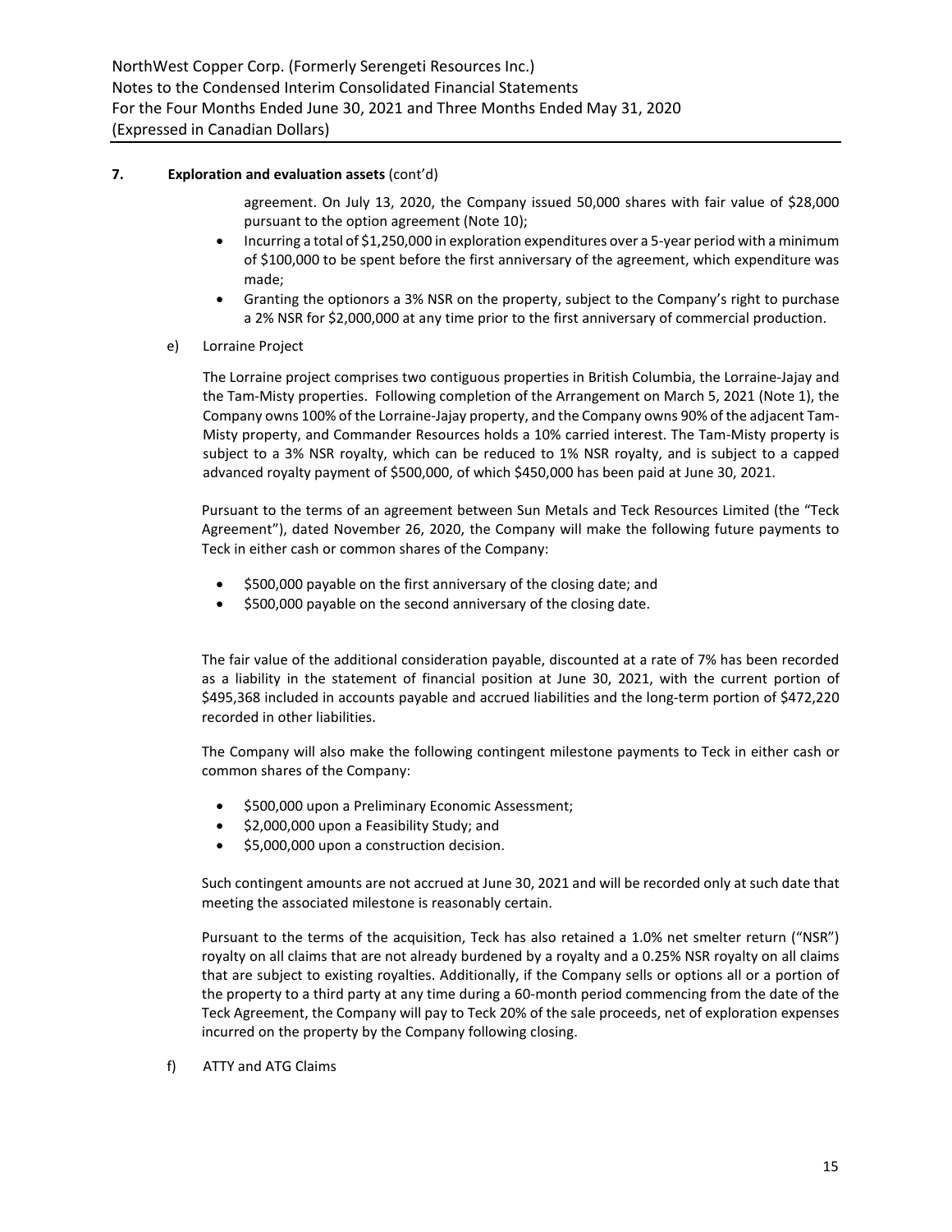**7. Exploration and evaluation assets** (cont'd)

agreement. On July 13, 2020, the Company issued 50,000 shares with fair value of $28,000 pursuant to the option agreement (Note 10);

- Incurring a total of $1,250,000 in exploration expenditures over a 5-year period with a minimum of $100,000 to be spent before the first anniversary of the agreement, which expenditure was made;
- Granting the optionors a 3% NSR on the property, subject to the Company's right to purchase a 2% NSR for $2,000,000 at any time prior to the first anniversary of commercial production.

e) Lorraine Project

The Lorraine project comprises two contiguous properties in British Columbia, the Lorraine-Jajay and the Tam-Misty properties. Following completion of the Arrangement on March 5, 2021 (Note 1), the Company owns 100% of the Lorraine-Jajay property, and the Company owns 90% of the adjacent Tam-Misty property, and Commander Resources holds a 10% carried interest. The Tam-Misty property is subject to a 3% NSR royalty, which can be reduced to 1% NSR royalty, and is subject to a capped advanced royalty payment of $500,000, of which $450,000 has been paid at June 30, 2021.

Pursuant to the terms of an agreement between Sun Metals and Teck Resources Limited (the "Teck Agreement"), dated November 26, 2020, the Company will make the following future payments to Teck in either cash or common shares of the Company:

- $500,000 payable on the first anniversary of the closing date; and
- $500,000 payable on the second anniversary of the closing date.

The fair value of the additional consideration payable, discounted at a rate of 7% has been recorded as a liability in the statement of financial position at June 30, 2021, with the current portion of $495,368 included in accounts payable and accrued liabilities and the long-term portion of $472,220 recorded in other liabilities.

The Company will also make the following contingent milestone payments to Teck in either cash or common shares of the Company:

- $500,000 upon a Preliminary Economic Assessment;
- $2,000,000 upon a Feasibility Study; and
- $5,000,000 upon a construction decision.

Such contingent amounts are not accrued at June 30, 2021 and will be recorded only at such date that meeting the associated milestone is reasonably certain.

Pursuant to the terms of the acquisition, Teck has also retained a 1.0% net smelter return ("NSR") royalty on all claims that are not already burdened by a royalty and a 0.25% NSR royalty on all claims that are subject to existing royalties. Additionally, if the Company sells or options all or a portion of the property to a third party at any time during a 60-month period commencing from the date of the Teck Agreement, the Company will pay to Teck 20% of the sale proceeds, net of exploration expenses incurred on the property by the Company following closing.

f) ATTY and ATG Claims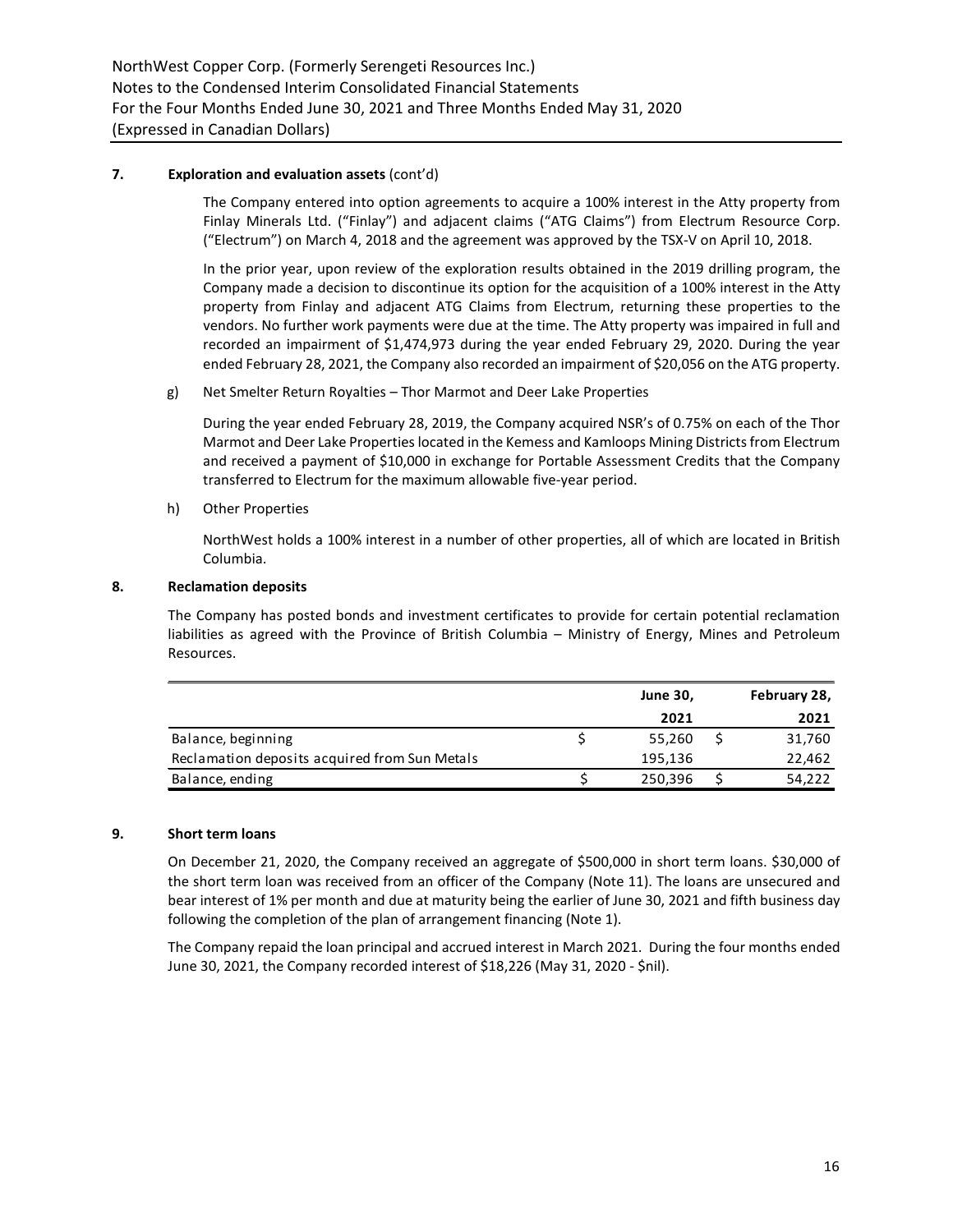**7. Exploration and evaluation assets** (cont'd)

The Company entered into option agreements to acquire a 100% interest in the Atty property from Finlay Minerals Ltd. ("Finlay") and adjacent claims ("ATG Claims") from Electrum Resource Corp. ("Electrum") on March 4, 2018 and the agreement was approved by the TSX-V on April 10, 2018.

In the prior year, upon review of the exploration results obtained in the 2019 drilling program, the Company made a decision to discontinue its option for the acquisition of a 100% interest in the Atty property from Finlay and adjacent ATG Claims from Electrum, returning these properties to the vendors. No further work payments were due at the time. The Atty property was impaired in full and recorded an impairment of $1,474,973 during the year ended February 29, 2020. During the year ended February 28, 2021, the Company also recorded an impairment of $20,056 on the ATG property.

g) Net Smelter Return Royalties – Thor Marmot and Deer Lake Properties

During the year ended February 28, 2019, the Company acquired NSR's of 0.75% on each of the Thor Marmot and Deer Lake Properties located in the Kemess and Kamloops Mining Districts from Electrum and received a payment of $10,000 in exchange for Portable Assessment Credits that the Company transferred to Electrum for the maximum allowable five-year period.

h) Other Properties

NorthWest holds a 100% interest in a number of other properties, all of which are located in British Columbia.

**8. Reclamation deposits**

The Company has posted bonds and investment certificates to provide for certain potential reclamation liabilities as agreed with the Province of British Columbia – Ministry of Energy, Mines and Petroleum Resources.

| | June 30, 2021 | February 28, 2021 |
|---|---|---|
| Balance, beginning | $ 55,260 | $ 31,760 |
| Reclamation deposits acquired from Sun Metals | 195,136 | 22,462 |
| Balance, ending | $ 250,396 | $ 54,222 |

**9. Short term loans**

On December 21, 2020, the Company received an aggregate of $500,000 in short term loans. $30,000 of the short term loan was received from an officer of the Company (Note 11). The loans are unsecured and bear interest of 1% per month and due at maturity being the earlier of June 30, 2021 and fifth business day following the completion of the plan of arrangement financing (Note 1).

The Company repaid the loan principal and accrued interest in March 2021. During the four months ended June 30, 2021, the Company recorded interest of $18,226 (May 31, 2020 - $nil).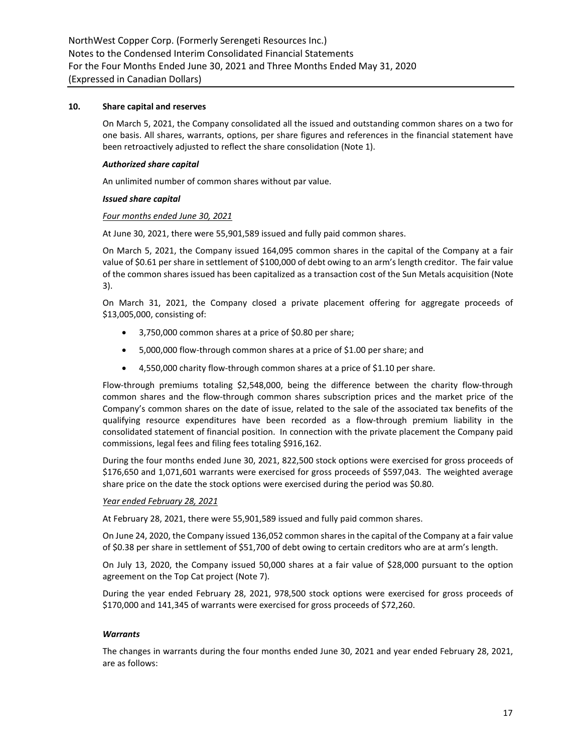## 10. Share capital and reserves

On March 5, 2021, the Company consolidated all the issued and outstanding common shares on a two for one basis. All shares, warrants, options, per share figures and references in the financial statement have been retroactively adjusted to reflect the share consolidation (Note 1).

### *Authorized share capital*

An unlimited number of common shares without par value.

### *Issued share capital*

Four months ended June 30, 2021

At June 30, 2021, there were 55,901,589 issued and fully paid common shares.

On March 5, 2021, the Company issued 164,095 common shares in the capital of the Company at a fair value of $0.61 per share in settlement of $100,000 of debt owing to an arm's length creditor. The fair value of the common shares issued has been capitalized as a transaction cost of the Sun Metals acquisition (Note 3).

On March 31, 2021, the Company closed a private placement offering for aggregate proceeds of $13,005,000, consisting of:

- 3,750,000 common shares at a price of $0.80 per share;
- 5,000,000 flow-through common shares at a price of $1.00 per share; and
- 4,550,000 charity flow-through common shares at a price of $1.10 per share.

Flow-through premiums totaling $2,548,000, being the difference between the charity flow-through common shares and the flow-through common shares subscription prices and the market price of the Company's common shares on the date of issue, related to the sale of the associated tax benefits of the qualifying resource expenditures have been recorded as a flow-through premium liability in the consolidated statement of financial position. In connection with the private placement the Company paid commissions, legal fees and filing fees totaling $916,162.

During the four months ended June 30, 2021, 822,500 stock options were exercised for gross proceeds of $176,650 and 1,071,601 warrants were exercised for gross proceeds of $597,043. The weighted average share price on the date the stock options were exercised during the period was $0.80.

Year ended February 28, 2021

At February 28, 2021, there were 55,901,589 issued and fully paid common shares.

On June 24, 2020, the Company issued 136,052 common shares in the capital of the Company at a fair value of $0.38 per share in settlement of $51,700 of debt owing to certain creditors who are at arm's length.

On July 13, 2020, the Company issued 50,000 shares at a fair value of $28,000 pursuant to the option agreement on the Top Cat project (Note 7).

During the year ended February 28, 2021, 978,500 stock options were exercised for gross proceeds of $170,000 and 141,345 of warrants were exercised for gross proceeds of $72,260.

### *Warrants*

The changes in warrants during the four months ended June 30, 2021 and year ended February 28, 2021, are as follows: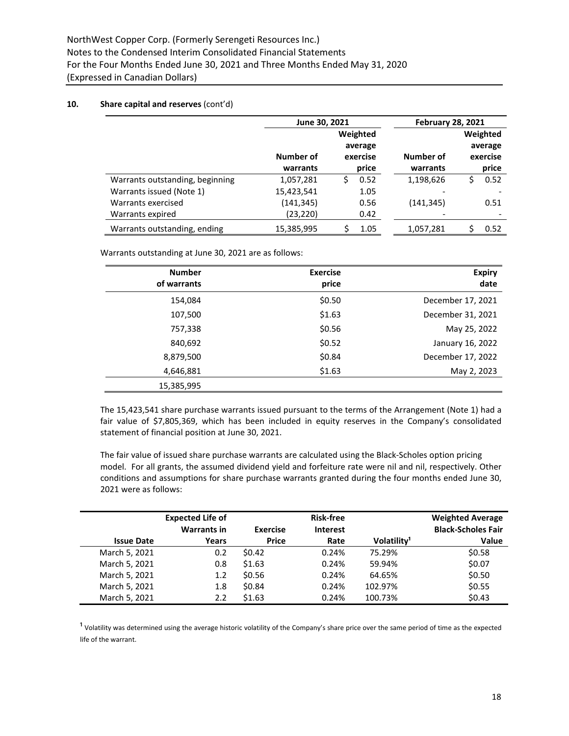## 10. Share capital and reserves (cont'd)

| | June 30, 2021 | | February 28, 2021 | |
|---|---|---|---|---|
| | Number of warrants | Weighted average exercise price | Number of warrants | Weighted average exercise price |
| Warrants outstanding, beginning | 1,057,281 | $ 0.52 | 1,198,626 | $ 0.52 |
| Warrants issued (Note 1) | 15,423,541 | 1.05 | - | - |
| Warrants exercised | (141,345) | 0.56 | (141,345) | 0.51 |
| Warrants expired | (23,220) | 0.42 | - | - |
| Warrants outstanding, ending | 15,385,995 | $ 1.05 | 1,057,281 | $ 0.52 |

Warrants outstanding at June 30, 2021 are as follows:

| Number of warrants | Exercise price | Expiry date |
|---|---|---|
| 154,084 | $0.50 | December 17, 2021 |
| 107,500 | $1.63 | December 31, 2021 |
| 757,338 | $0.56 | May 25, 2022 |
| 840,692 | $0.52 | January 16, 2022 |
| 8,879,500 | $0.84 | December 17, 2022 |
| 4,646,881 | $1.63 | May 2, 2023 |
| 15,385,995 | | |

The 15,423,541 share purchase warrants issued pursuant to the terms of the Arrangement (Note 1) had a fair value of $7,805,369, which has been included in equity reserves in the Company's consolidated statement of financial position at June 30, 2021.

The fair value of issued share purchase warrants are calculated using the Black-Scholes option pricing model. For all grants, the assumed dividend yield and forfeiture rate were nil and nil, respectively. Other conditions and assumptions for share purchase warrants granted during the four months ended June 30, 2021 were as follows:

| Issue Date | Expected Life of Warrants in Years | Exercise Price | Risk-free Interest Rate | Volatility[1] | Weighted Average Black-Scholes Fair Value |
|---|---|---|---|---|---|
| March 5, 2021 | 0.2 | $0.42 | 0.24% | 75.29% | $0.58 |
| March 5, 2021 | 0.8 | $1.63 | 0.24% | 59.94% | $0.07 |
| March 5, 2021 | 1.2 | $0.56 | 0.24% | 64.65% | $0.50 |
| March 5, 2021 | 1.8 | $0.84 | 0.24% | 102.97% | $0.55 |
| March 5, 2021 | 2.2 | $1.63 | 0.24% | 100.73% | $0.43 |

[1] Volatility was determined using the average historic volatility of the Company's share price over the same period of time as the expected life of the warrant.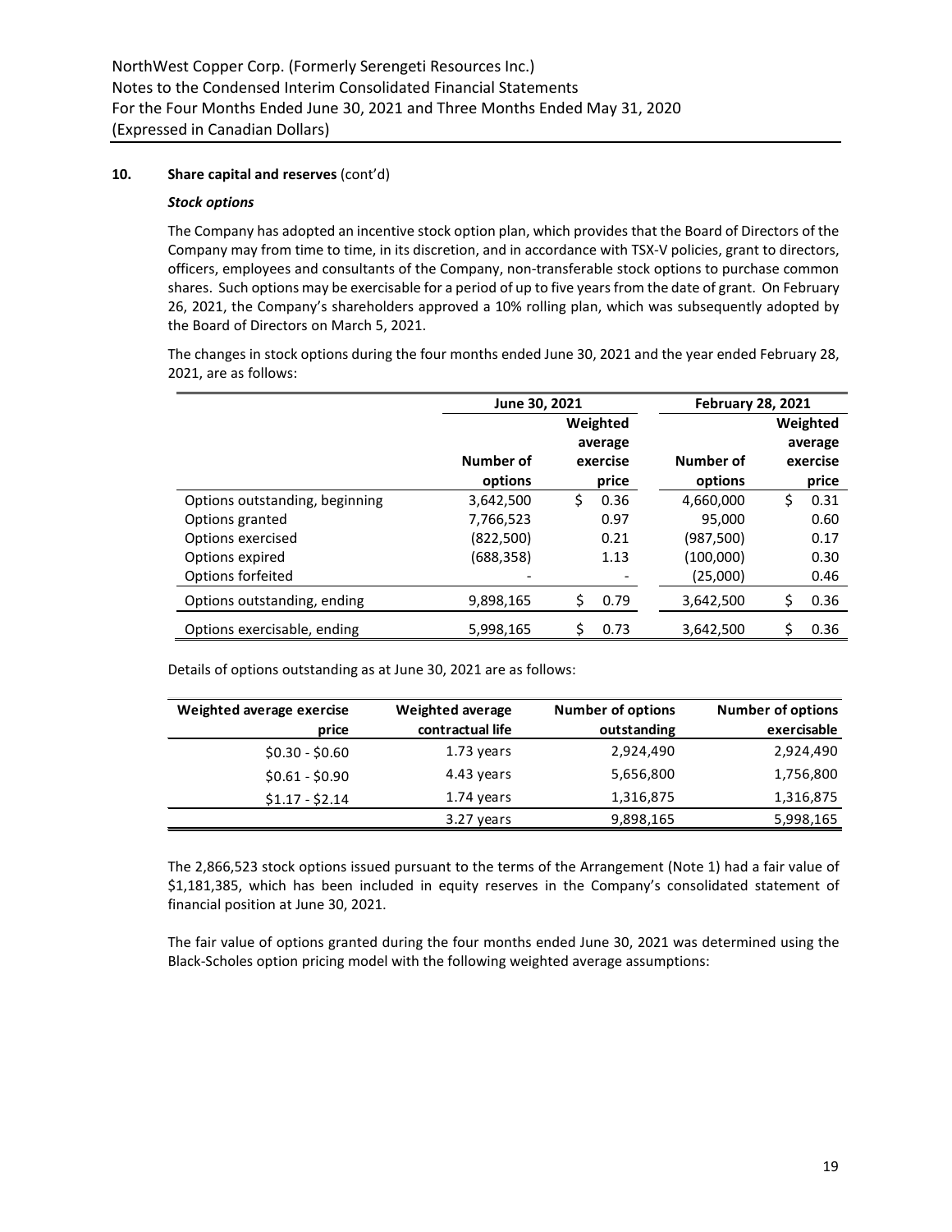## 10. Share capital and reserves (cont'd)

### *Stock options*

The Company has adopted an incentive stock option plan, which provides that the Board of Directors of the Company may from time to time, in its discretion, and in accordance with TSX-V policies, grant to directors, officers, employees and consultants of the Company, non-transferable stock options to purchase common shares. Such options may be exercisable for a period of up to five years from the date of grant. On February 26, 2021, the Company's shareholders approved a 10% rolling plan, which was subsequently adopted by the Board of Directors on March 5, 2021.

The changes in stock options during the four months ended June 30, 2021 and the year ended February 28, 2021, are as follows:

| | June 30, 2021 | | February 28, 2021 | |
|---|---|---|---|---|
| | Number of options | Weighted average exercise price | Number of options | Weighted average exercise price |
| Options outstanding, beginning | 3,642,500 | $ 0.36 | 4,660,000 | $ 0.31 |
| Options granted | 7,766,523 | 0.97 | 95,000 | 0.60 |
| Options exercised | (822,500) | 0.21 | (987,500) | 0.17 |
| Options expired | (688,358) | 1.13 | (100,000) | 0.30 |
| Options forfeited | - | - | (25,000) | 0.46 |
| Options outstanding, ending | 9,898,165 | $ 0.79 | 3,642,500 | $ 0.36 |
| Options exercisable, ending | 5,998,165 | $ 0.73 | 3,642,500 | $ 0.36 |

Details of options outstanding as at June 30, 2021 are as follows:

| Weighted average exercise price | Weighted average contractual life | Number of options outstanding | Number of options exercisable |
|---|---|---|---|
| $0.30 - $0.60 | 1.73 years | 2,924,490 | 2,924,490 |
| $0.61 - $0.90 | 4.43 years | 5,656,800 | 1,756,800 |
| $1.17 - $2.14 | 1.74 years | 1,316,875 | 1,316,875 |
| | 3.27 years | 9,898,165 | 5,998,165 |

The 2,866,523 stock options issued pursuant to the terms of the Arrangement (Note 1) had a fair value of $1,181,385, which has been included in equity reserves in the Company's consolidated statement of financial position at June 30, 2021.

The fair value of options granted during the four months ended June 30, 2021 was determined using the Black-Scholes option pricing model with the following weighted average assumptions: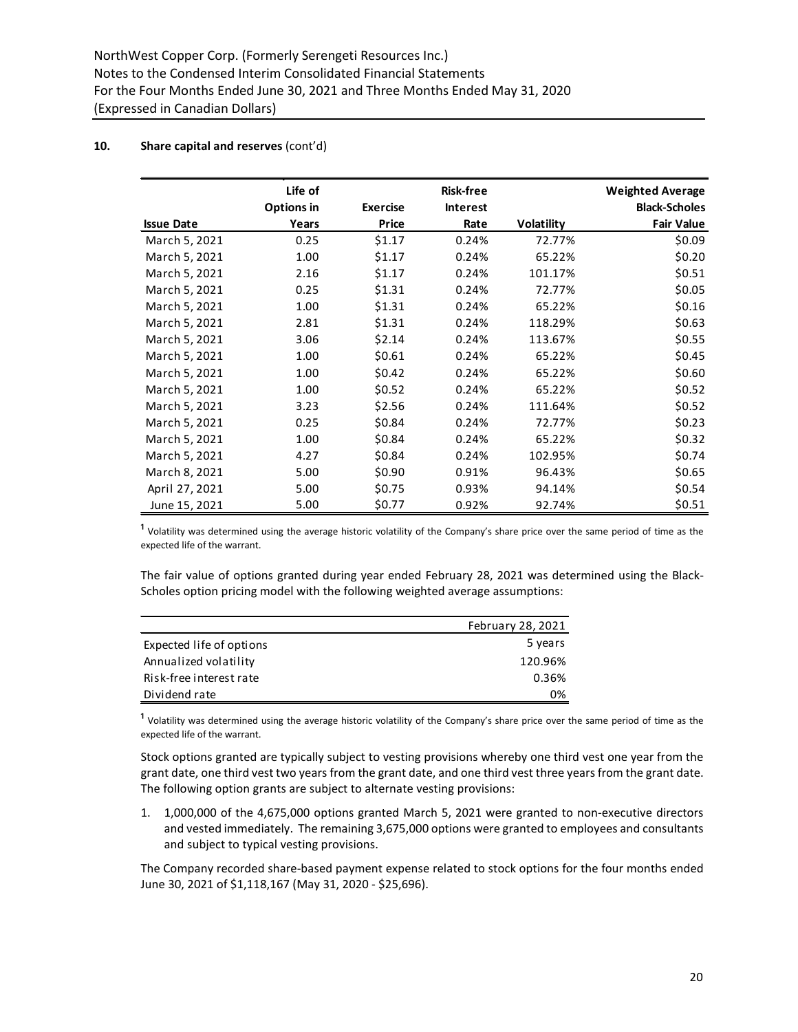**10. Share capital and reserves** (cont'd)

| Issue Date | Life of Options in Years | Exercise Price | Risk-free Interest Rate | Volatility | Weighted Average Black-Scholes Fair Value |
|---|---|---|---|---|---|
| March 5, 2021 | 0.25 | $1.17 | 0.24% | 72.77% | $0.09 |
| March 5, 2021 | 1.00 | $1.17 | 0.24% | 65.22% | $0.20 |
| March 5, 2021 | 2.16 | $1.17 | 0.24% | 101.17% | $0.51 |
| March 5, 2021 | 0.25 | $1.31 | 0.24% | 72.77% | $0.05 |
| March 5, 2021 | 1.00 | $1.31 | 0.24% | 65.22% | $0.16 |
| March 5, 2021 | 2.81 | $1.31 | 0.24% | 118.29% | $0.63 |
| March 5, 2021 | 3.06 | $2.14 | 0.24% | 113.67% | $0.55 |
| March 5, 2021 | 1.00 | $0.61 | 0.24% | 65.22% | $0.45 |
| March 5, 2021 | 1.00 | $0.42 | 0.24% | 65.22% | $0.60 |
| March 5, 2021 | 1.00 | $0.52 | 0.24% | 65.22% | $0.52 |
| March 5, 2021 | 3.23 | $2.56 | 0.24% | 111.64% | $0.52 |
| March 5, 2021 | 0.25 | $0.84 | 0.24% | 72.77% | $0.23 |
| March 5, 2021 | 1.00 | $0.84 | 0.24% | 65.22% | $0.32 |
| March 5, 2021 | 4.27 | $0.84 | 0.24% | 102.95% | $0.74 |
| March 8, 2021 | 5.00 | $0.90 | 0.91% | 96.43% | $0.65 |
| April 27, 2021 | 5.00 | $0.75 | 0.93% | 94.14% | $0.54 |
| June 15, 2021 | 5.00 | $0.77 | 0.92% | 92.74% | $0.51 |

[1] Volatility was determined using the average historic volatility of the Company's share price over the same period of time as the expected life of the warrant.

The fair value of options granted during year ended February 28, 2021 was determined using the Black-Scholes option pricing model with the following weighted average assumptions:

| | February 28, 2021 |
|---|---|
| Expected life of options | 5 years |
| Annualized volatility | 120.96% |
| Risk-free interest rate | 0.36% |
| Dividend rate | 0% |

[1] Volatility was determined using the average historic volatility of the Company's share price over the same period of time as the expected life of the warrant.

Stock options granted are typically subject to vesting provisions whereby one third vest one year from the grant date, one third vest two years from the grant date, and one third vest three years from the grant date. The following option grants are subject to alternate vesting provisions:

1. 1,000,000 of the 4,675,000 options granted March 5, 2021 were granted to non-executive directors and vested immediately. The remaining 3,675,000 options were granted to employees and consultants and subject to typical vesting provisions.

The Company recorded share-based payment expense related to stock options for the four months ended June 30, 2021 of $1,118,167 (May 31, 2020 - $25,696).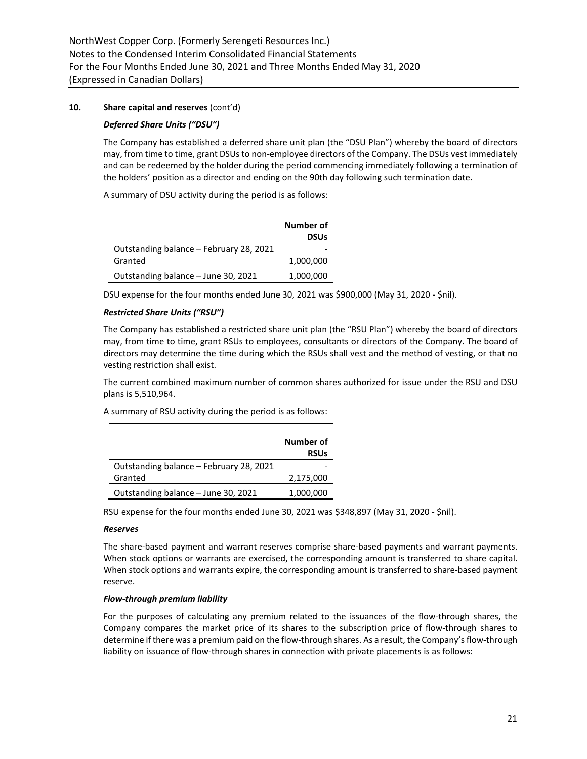## 10. Share capital and reserves (cont'd)

***Deferred Share Units ("DSU")***

The Company has established a deferred share unit plan (the "DSU Plan") whereby the board of directors may, from time to time, grant DSUs to non-employee directors of the Company. The DSUs vest immediately and can be redeemed by the holder during the period commencing immediately following a termination of the holders' position as a director and ending on the 90th day following such termination date.

A summary of DSU activity during the period is as follows:

| | Number of DSUs |
|---|---|
| Outstanding balance – February 28, 2021 | - |
| Granted | 1,000,000 |
| Outstanding balance – June 30, 2021 | 1,000,000 |

DSU expense for the four months ended June 30, 2021 was $900,000 (May 31, 2020 - $nil).

***Restricted Share Units ("RSU")***

The Company has established a restricted share unit plan (the "RSU Plan") whereby the board of directors may, from time to time, grant RSUs to employees, consultants or directors of the Company. The board of directors may determine the time during which the RSUs shall vest and the method of vesting, or that no vesting restriction shall exist.

The current combined maximum number of common shares authorized for issue under the RSU and DSU plans is 5,510,964.

A summary of RSU activity during the period is as follows:

| | Number of RSUs |
|---|---|
| Outstanding balance – February 28, 2021 | - |
| Granted | 2,175,000 |
| Outstanding balance – June 30, 2021 | 1,000,000 |

RSU expense for the four months ended June 30, 2021 was $348,897 (May 31, 2020 - $nil).

***Reserves***

The share-based payment and warrant reserves comprise share-based payments and warrant payments. When stock options or warrants are exercised, the corresponding amount is transferred to share capital. When stock options and warrants expire, the corresponding amount is transferred to share-based payment reserve.

***Flow-through premium liability***

For the purposes of calculating any premium related to the issuances of the flow-through shares, the Company compares the market price of its shares to the subscription price of flow-through shares to determine if there was a premium paid on the flow-through shares. As a result, the Company's flow-through liability on issuance of flow-through shares in connection with private placements is as follows: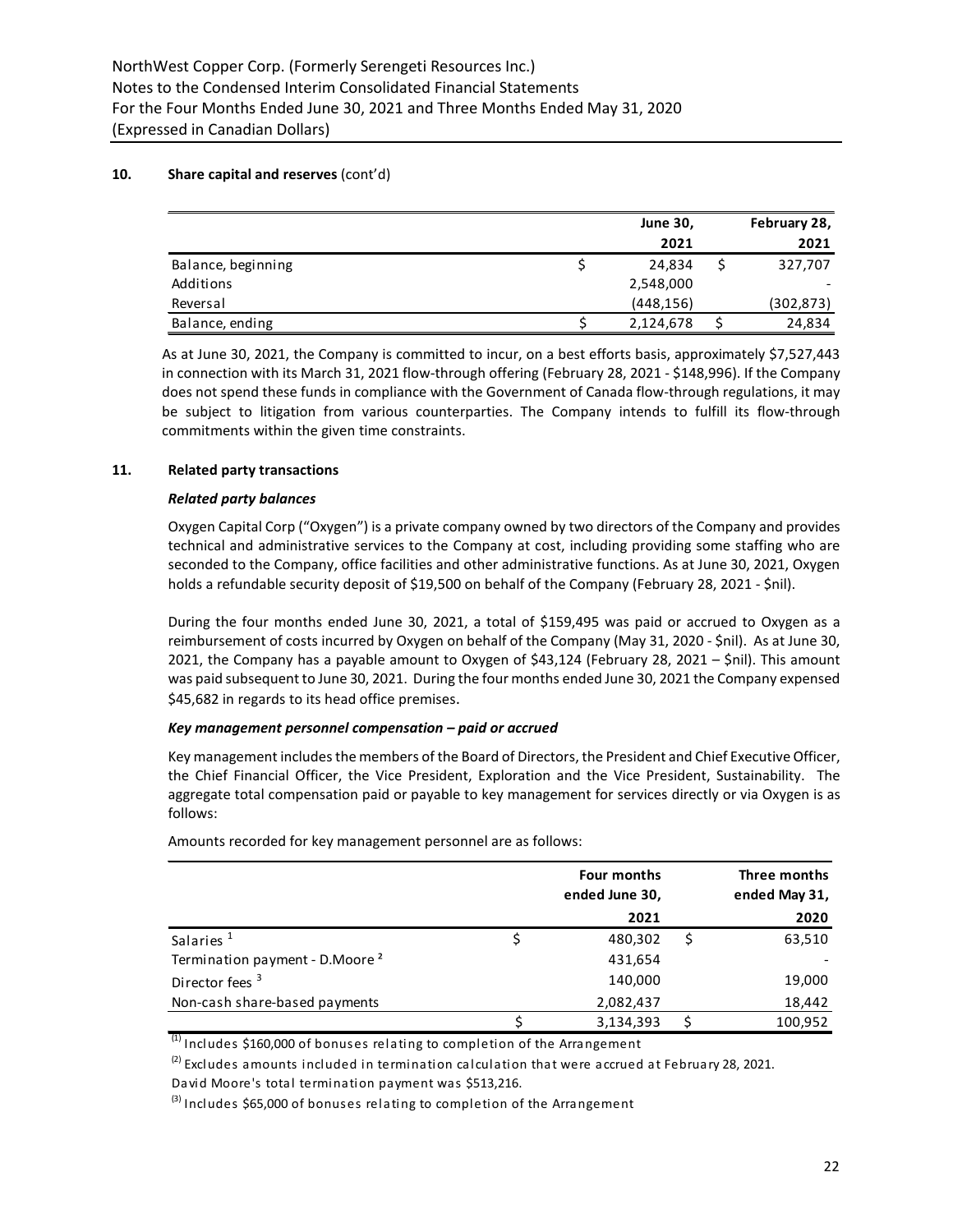## 10. Share capital and reserves (cont'd)

| | June 30, 2021 | February 28, 2021 |
|---|---|---|
| Balance, beginning | $ 24,834 | $ 327,707 |
| Additions | 2,548,000 | - |
| Reversal | (448,156) | (302,873) |
| Balance, ending | $ 2,124,678 | $ 24,834 |

As at June 30, 2021, the Company is committed to incur, on a best efforts basis, approximately $7,527,443 in connection with its March 31, 2021 flow-through offering (February 28, 2021 - $148,996). If the Company does not spend these funds in compliance with the Government of Canada flow-through regulations, it may be subject to litigation from various counterparties. The Company intends to fulfill its flow-through commitments within the given time constraints.

## 11. Related party transactions

### *Related party balances*

Oxygen Capital Corp ("Oxygen") is a private company owned by two directors of the Company and provides technical and administrative services to the Company at cost, including providing some staffing who are seconded to the Company, office facilities and other administrative functions. As at June 30, 2021, Oxygen holds a refundable security deposit of $19,500 on behalf of the Company (February 28, 2021 - $nil).

During the four months ended June 30, 2021, a total of $159,495 was paid or accrued to Oxygen as a reimbursement of costs incurred by Oxygen on behalf of the Company (May 31, 2020 - $nil). As at June 30, 2021, the Company has a payable amount to Oxygen of $43,124 (February 28, 2021 – $nil). This amount was paid subsequent to June 30, 2021. During the four months ended June 30, 2021 the Company expensed $45,682 in regards to its head office premises.

### *Key management personnel compensation – paid or accrued*

Key management includes the members of the Board of Directors, the President and Chief Executive Officer, the Chief Financial Officer, the Vice President, Exploration and the Vice President, Sustainability. The aggregate total compensation paid or payable to key management for services directly or via Oxygen is as follows:

Amounts recorded for key management personnel are as follows:

| | Four months ended June 30, 2021 | Three months ended May 31, 2020 |
|---|---|---|
| Salaries [1] | $ 480,302 | $ 63,510 |
| Termination payment - D.Moore [2] | 431,654 | - |
| Director fees [3] | 140,000 | 19,000 |
| Non-cash share-based payments | 2,082,437 | 18,442 |
| | $ 3,134,393 | $ 100,952 |

[(1)] Includes $160,000 of bonuses relating to completion of the Arrangement

[(2)] Excludes amounts included in termination calculation that were accrued at February 28, 2021. David Moore's total termination payment was $513,216.

[(3)] Includes $65,000 of bonuses relating to completion of the Arrangement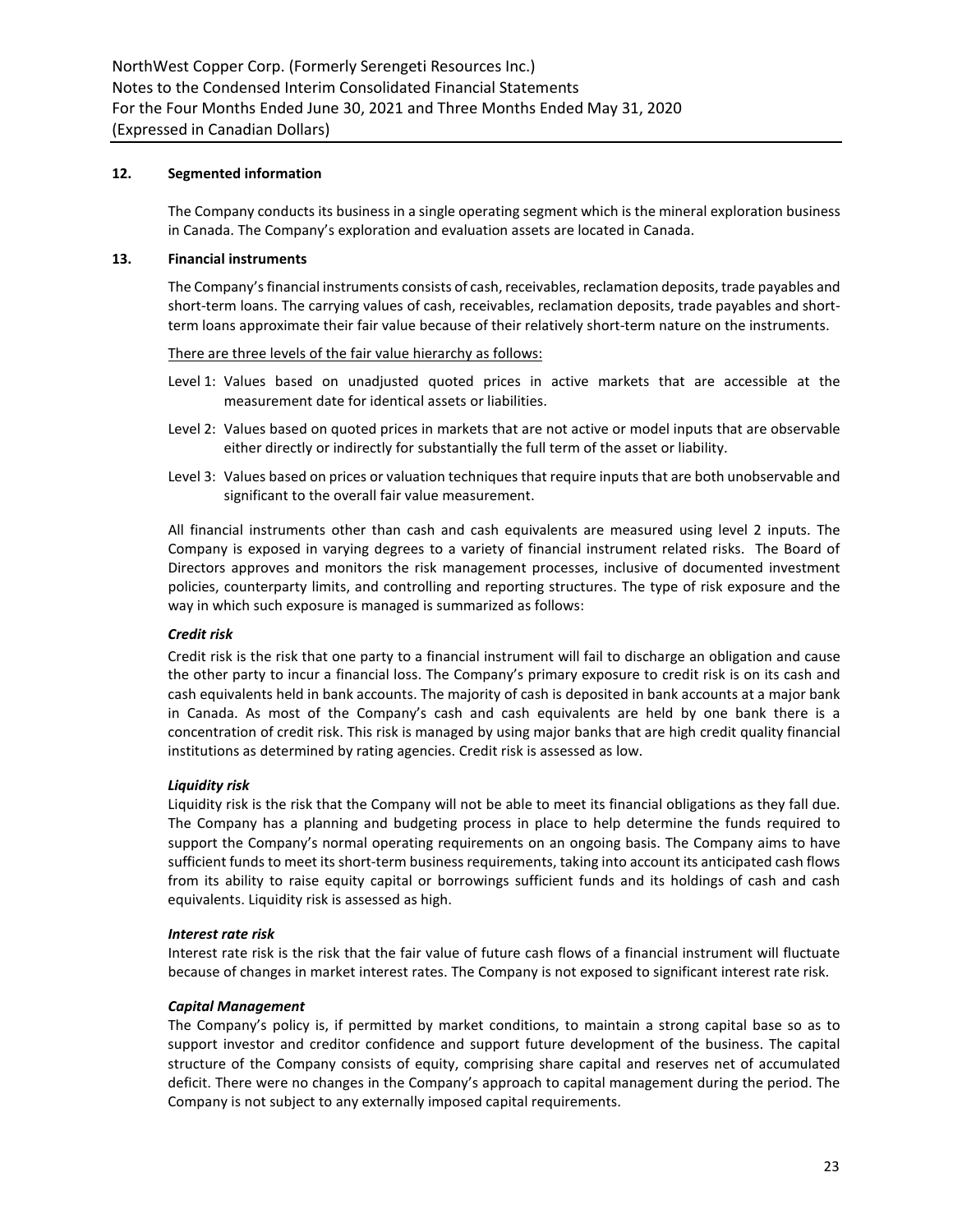## 12. Segmented information

The Company conducts its business in a single operating segment which is the mineral exploration business in Canada. The Company's exploration and evaluation assets are located in Canada.

## 13. Financial instruments

The Company's financial instruments consists of cash, receivables, reclamation deposits, trade payables and short-term loans. The carrying values of cash, receivables, reclamation deposits, trade payables and short-term loans approximate their fair value because of their relatively short-term nature on the instruments.

There are three levels of the fair value hierarchy as follows:

- Level 1: Values based on unadjusted quoted prices in active markets that are accessible at the measurement date for identical assets or liabilities.
- Level 2: Values based on quoted prices in markets that are not active or model inputs that are observable either directly or indirectly for substantially the full term of the asset or liability.
- Level 3: Values based on prices or valuation techniques that require inputs that are both unobservable and significant to the overall fair value measurement.

All financial instruments other than cash and cash equivalents are measured using level 2 inputs. The Company is exposed in varying degrees to a variety of financial instrument related risks. The Board of Directors approves and monitors the risk management processes, inclusive of documented investment policies, counterparty limits, and controlling and reporting structures. The type of risk exposure and the way in which such exposure is managed is summarized as follows:

***Credit risk***

Credit risk is the risk that one party to a financial instrument will fail to discharge an obligation and cause the other party to incur a financial loss. The Company's primary exposure to credit risk is on its cash and cash equivalents held in bank accounts. The majority of cash is deposited in bank accounts at a major bank in Canada. As most of the Company's cash and cash equivalents are held by one bank there is a concentration of credit risk. This risk is managed by using major banks that are high credit quality financial institutions as determined by rating agencies. Credit risk is assessed as low.

***Liquidity risk***

Liquidity risk is the risk that the Company will not be able to meet its financial obligations as they fall due. The Company has a planning and budgeting process in place to help determine the funds required to support the Company's normal operating requirements on an ongoing basis. The Company aims to have sufficient funds to meet its short-term business requirements, taking into account its anticipated cash flows from its ability to raise equity capital or borrowings sufficient funds and its holdings of cash and cash equivalents. Liquidity risk is assessed as high.

***Interest rate risk***

Interest rate risk is the risk that the fair value of future cash flows of a financial instrument will fluctuate because of changes in market interest rates. The Company is not exposed to significant interest rate risk.

***Capital Management***

The Company's policy is, if permitted by market conditions, to maintain a strong capital base so as to support investor and creditor confidence and support future development of the business. The capital structure of the Company consists of equity, comprising share capital and reserves net of accumulated deficit. There were no changes in the Company's approach to capital management during the period. The Company is not subject to any externally imposed capital requirements.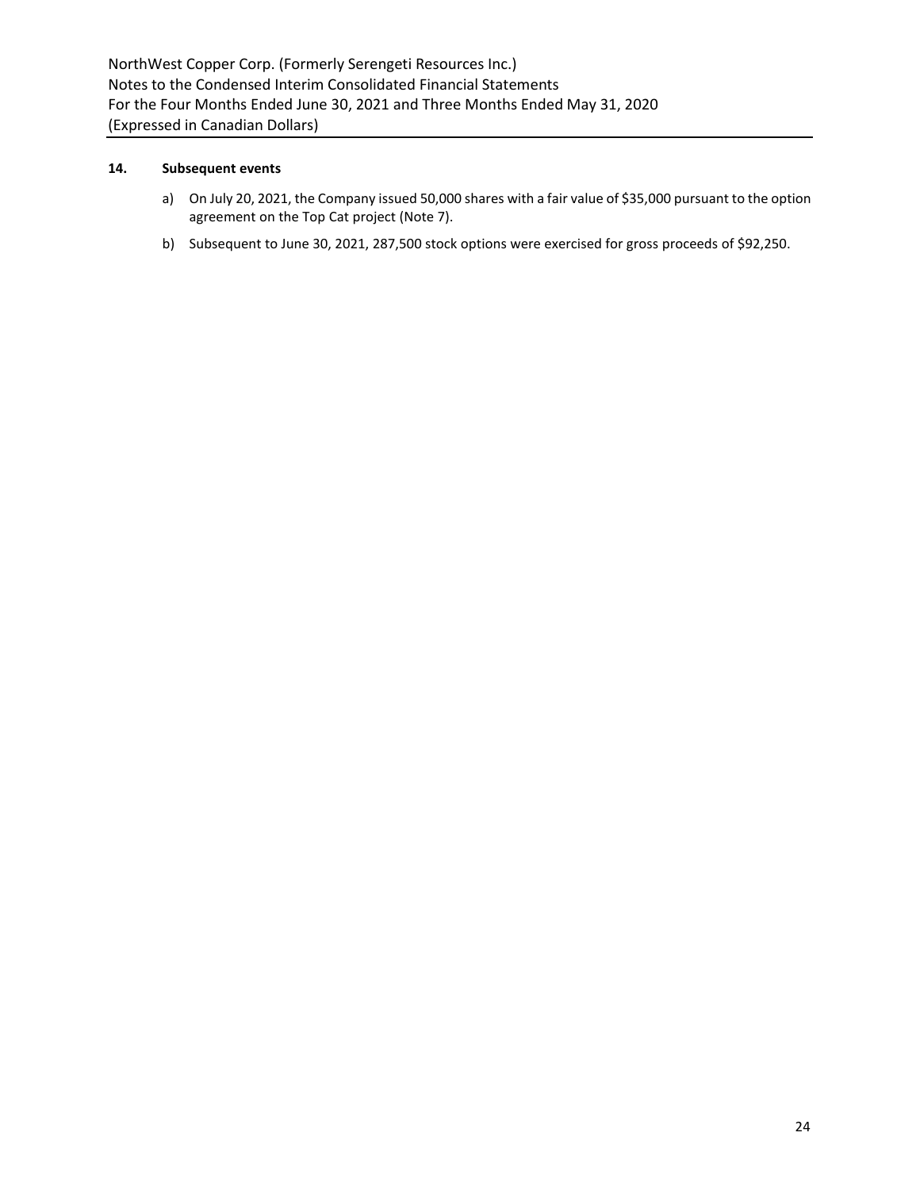## 14. Subsequent events

a) On July 20, 2021, the Company issued 50,000 shares with a fair value of $35,000 pursuant to the option agreement on the Top Cat project (Note 7).

b) Subsequent to June 30, 2021, 287,500 stock options were exercised for gross proceeds of $92,250.